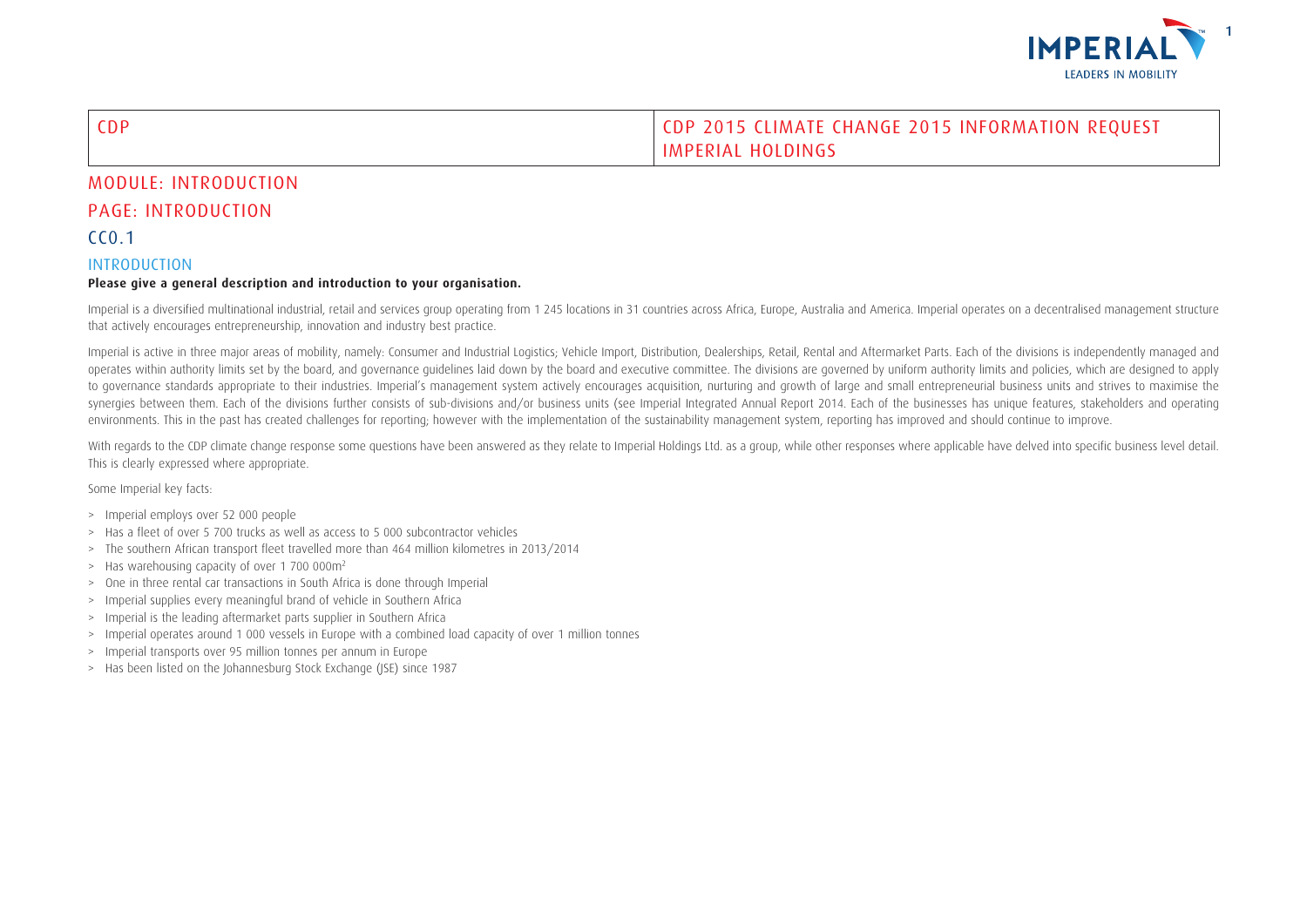| CDP | CDP 2015 CLIMATE CHANGE 2015 INFORMATION REQUEST IMPERIAL HOLDINGS |
|---|---|

# MODULE: INTRODUCTION

## PAGE: INTRODUCTION

## CC0.1

### INTRODUCTION

**Please give a general description and introduction to your organisation.**

Imperial is a diversified multinational industrial, retail and services group operating from 1 245 locations in 31 countries across Africa, Europe, Australia and America. Imperial operates on a decentralised management structure that actively encourages entrepreneurship, innovation and industry best practice.

Imperial is active in three major areas of mobility, namely: Consumer and Industrial Logistics; Vehicle Import, Distribution, Dealerships, Retail, Rental and Aftermarket Parts. Each of the divisions is independently managed and operates within authority limits set by the board, and governance guidelines laid down by the board and executive committee. The divisions are governed by uniform authority limits and policies, which are designed to apply to governance standards appropriate to their industries. Imperial's management system actively encourages acquisition, nurturing and growth of large and small entrepreneurial business units and strives to maximise the synergies between them. Each of the divisions further consists of sub-divisions and/or business units (see Imperial Integrated Annual Report 2014. Each of the businesses has unique features, stakeholders and operating environments. This in the past has created challenges for reporting; however with the implementation of the sustainability management system, reporting has improved and should continue to improve.

With regards to the CDP climate change response some questions have been answered as they relate to Imperial Holdings Ltd. as a group, while other responses where applicable have delved into specific business level detail. This is clearly expressed where appropriate.

Some Imperial key facts:

- Imperial employs over 52 000 people
- Has a fleet of over 5 700 trucks as well as access to 5 000 subcontractor vehicles
- The southern African transport fleet travelled more than 464 million kilometres in 2013/2014
- Has warehousing capacity of over 1 700 000m$^2$
- One in three rental car transactions in South Africa is done through Imperial
- Imperial supplies every meaningful brand of vehicle in Southern Africa
- Imperial is the leading aftermarket parts supplier in Southern Africa
- Imperial operates around 1 000 vessels in Europe with a combined load capacity of over 1 million tonnes
- Imperial transports over 95 million tonnes per annum in Europe
- Has been listed on the Johannesburg Stock Exchange (JSE) since 1987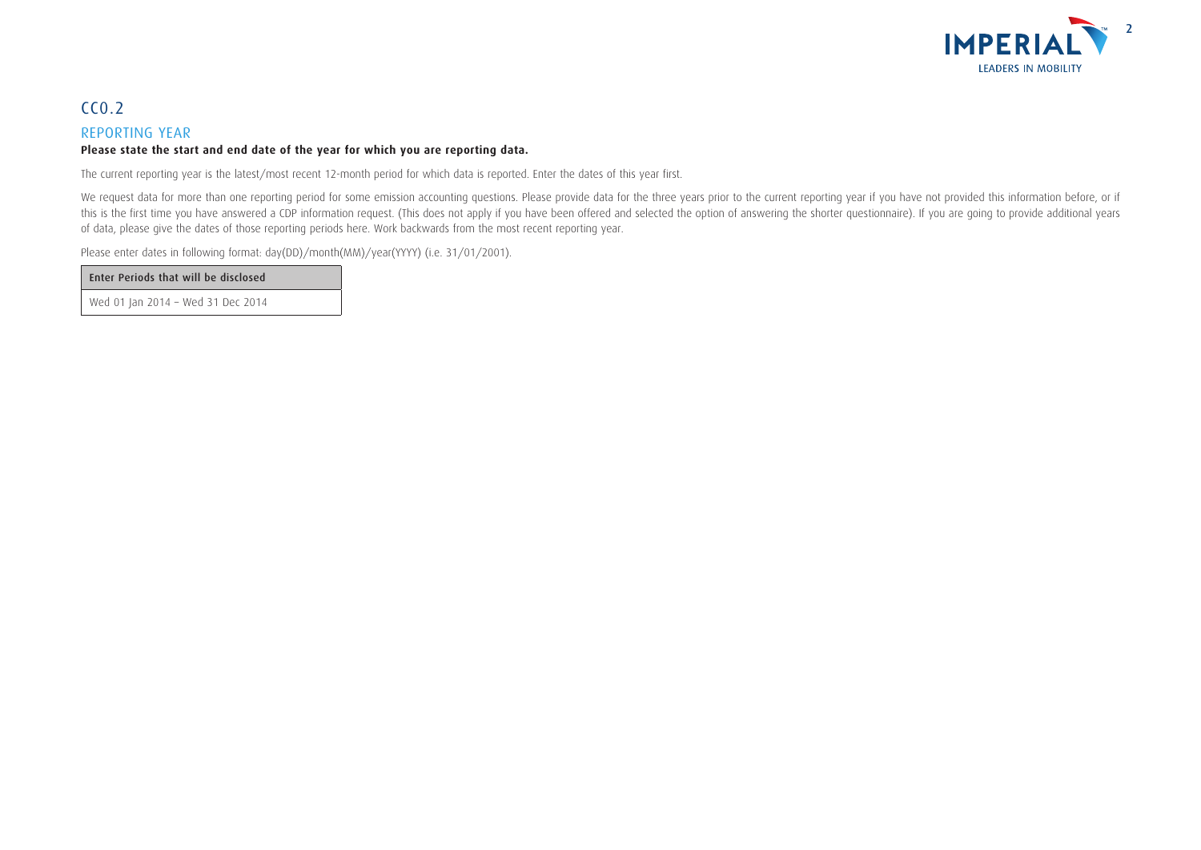## CC0.2

### REPORTING YEAR

**Please state the start and end date of the year for which you are reporting data.**

The current reporting year is the latest/most recent 12-month period for which data is reported. Enter the dates of this year first.

We request data for more than one reporting period for some emission accounting questions. Please provide data for the three years prior to the current reporting year if you have not provided this information before, or if this is the first time you have answered a CDP information request. (This does not apply if you have been offered and selected the option of answering the shorter questionnaire). If you are going to provide additional years of data, please give the dates of those reporting periods here. Work backwards from the most recent reporting year.

Please enter dates in following format: day(DD)/month(MM)/year(YYYY) (i.e. 31/01/2001).

| Enter Periods that will be disclosed |
|---|
| Wed 01 Jan 2014 – Wed 31 Dec 2014 |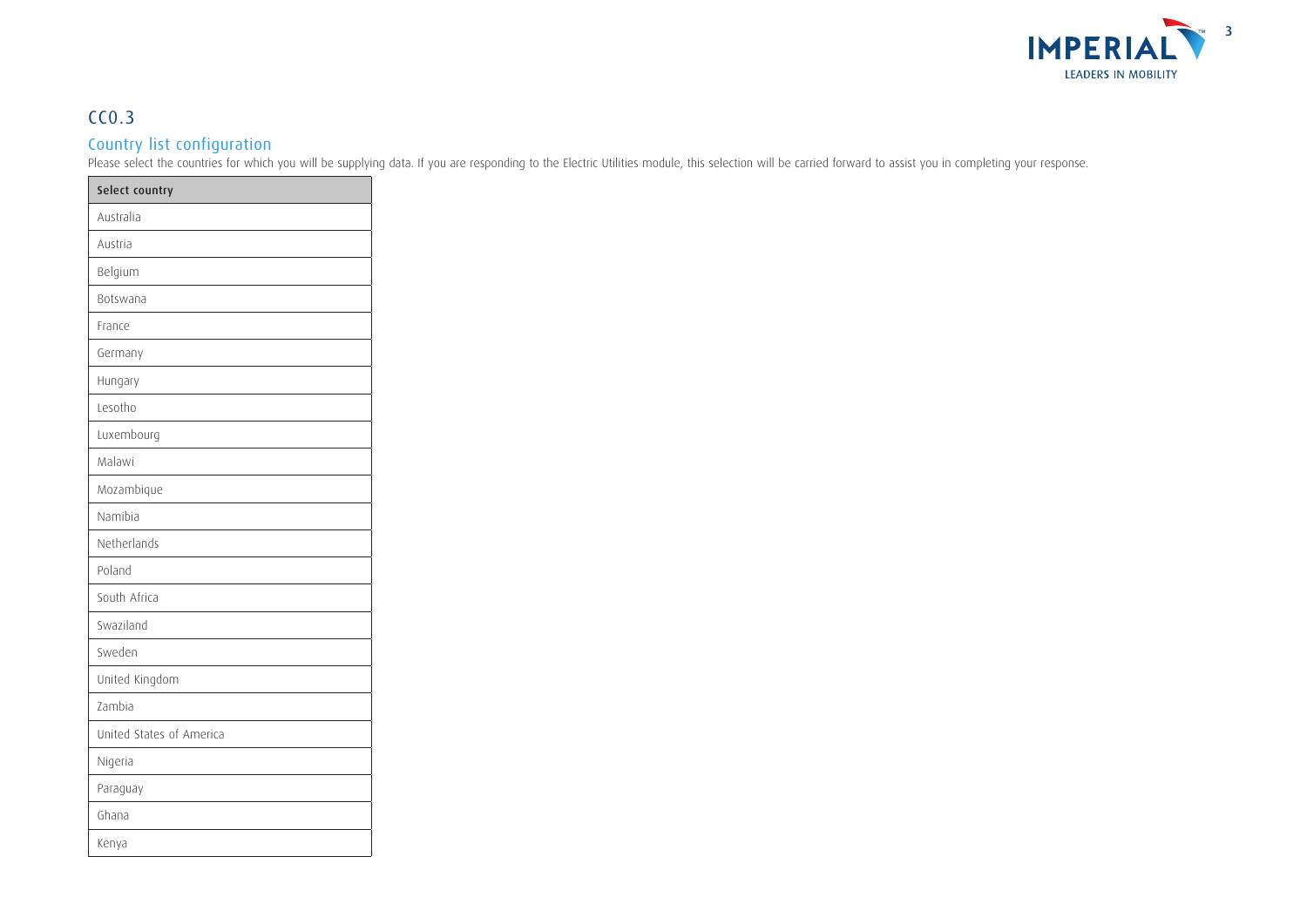## CC0.3

### Country list configuration

Please select the countries for which you will be supplying data. If you are responding to the Electric Utilities module, this selection will be carried forward to assist you in completing your response.

| Select country |
|---|
| Australia |
| Austria |
| Belgium |
| Botswana |
| France |
| Germany |
| Hungary |
| Lesotho |
| Luxembourg |
| Malawi |
| Mozambique |
| Namibia |
| Netherlands |
| Poland |
| South Africa |
| Swaziland |
| Sweden |
| United Kingdom |
| Zambia |
| United States of America |
| Nigeria |
| Paraguay |
| Ghana |
| Kenya |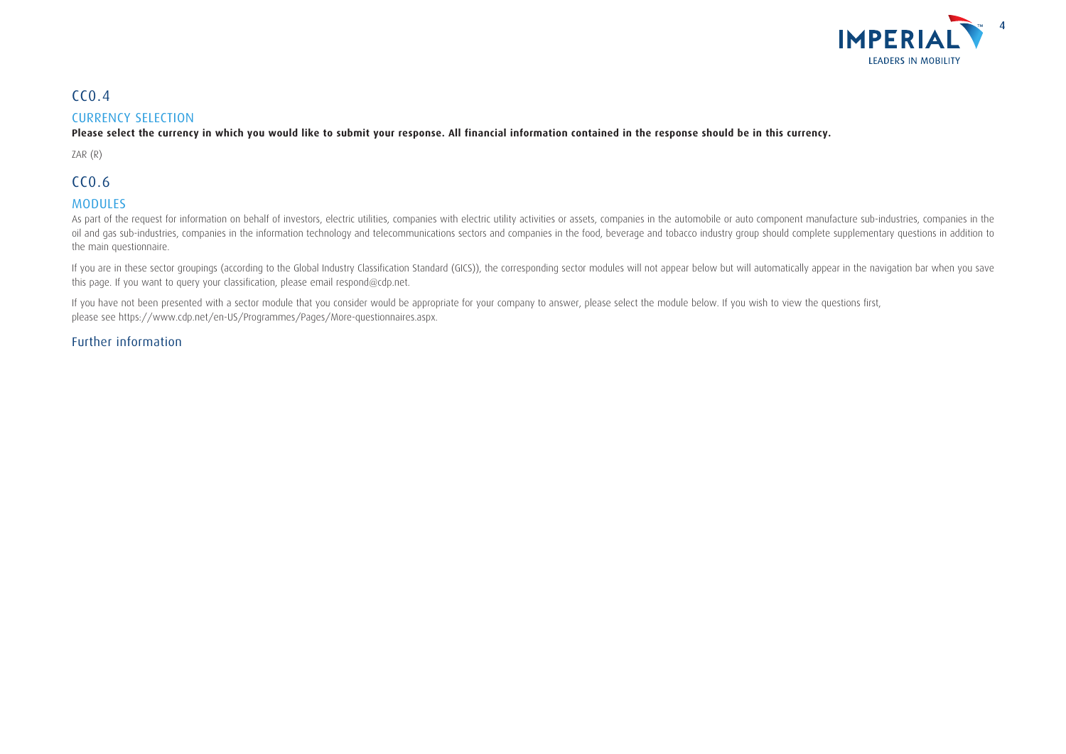## CC0.4

### CURRENCY SELECTION

**Please select the currency in which you would like to submit your response. All financial information contained in the response should be in this currency.**

ZAR (R)

## CC0.6

### MODULES

As part of the request for information on behalf of investors, electric utilities, companies with electric utility activities or assets, companies in the automobile or auto component manufacture sub-industries, companies in the oil and gas sub-industries, companies in the information technology and telecommunications sectors and companies in the food, beverage and tobacco industry group should complete supplementary questions in addition to the main questionnaire.

If you are in these sector groupings (according to the Global Industry Classification Standard (GICS)), the corresponding sector modules will not appear below but will automatically appear in the navigation bar when you save this page. If you want to query your classification, please email respond@cdp.net.

If you have not been presented with a sector module that you consider would be appropriate for your company to answer, please select the module below. If you wish to view the questions first, please see https://www.cdp.net/en-US/Programmes/Pages/More-questionnaires.aspx.

### Further information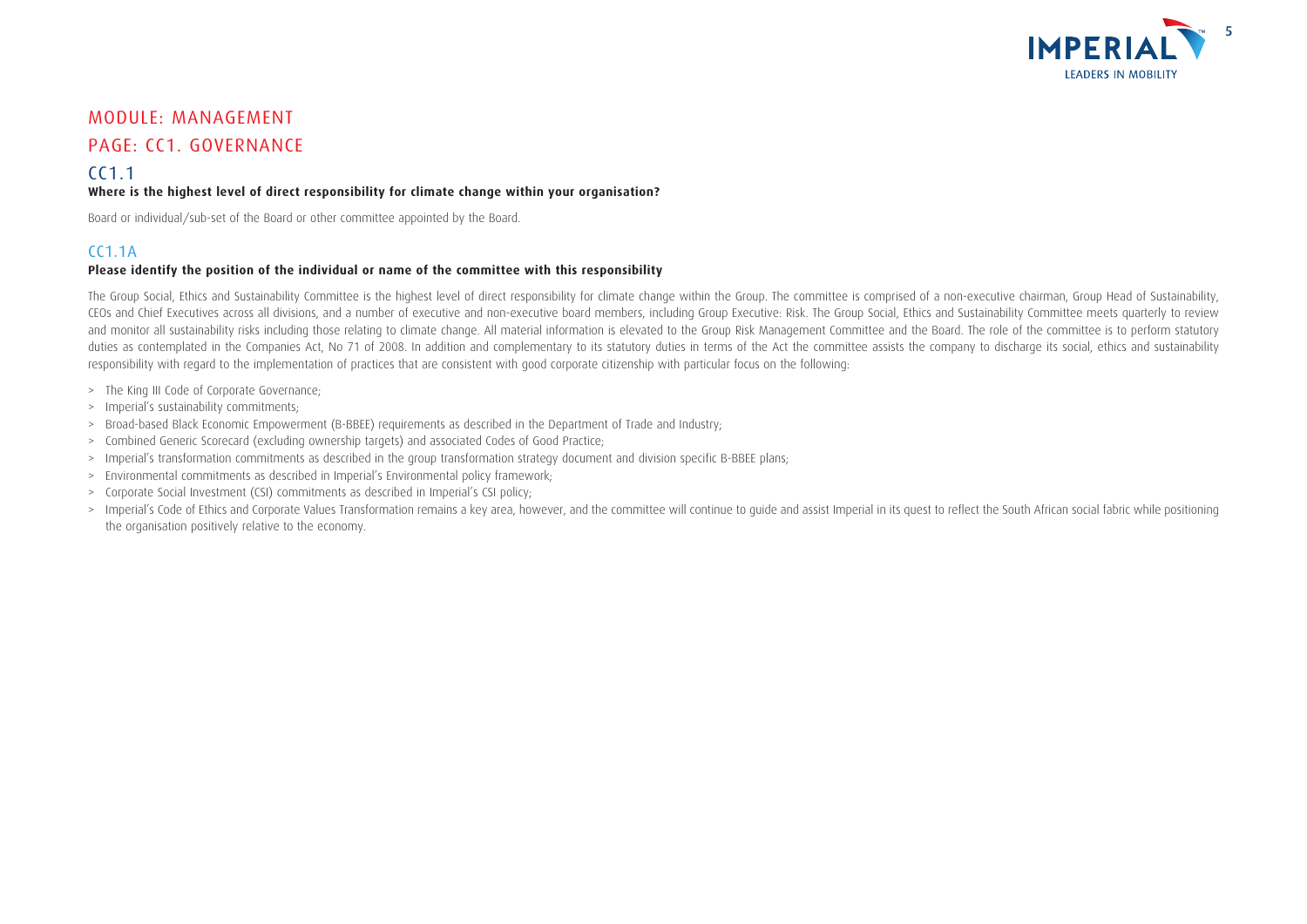# MODULE: MANAGEMENT

## PAGE: CC1. GOVERNANCE

### CC1.1

**Where is the highest level of direct responsibility for climate change within your organisation?**

Board or individual/sub-set of the Board or other committee appointed by the Board.

### CC1.1A

**Please identify the position of the individual or name of the committee with this responsibility**

The Group Social, Ethics and Sustainability Committee is the highest level of direct responsibility for climate change within the Group. The committee is comprised of a non-executive chairman, Group Head of Sustainability, CEOs and Chief Executives across all divisions, and a number of executive and non-executive board members, including Group Executive: Risk. The Group Social, Ethics and Sustainability Committee meets quarterly to review and monitor all sustainability risks including those relating to climate change. All material information is elevated to the Group Risk Management Committee and the Board. The role of the committee is to perform statutory duties as contemplated in the Companies Act, No 71 of 2008. In addition and complementary to its statutory duties in terms of the Act the committee assists the company to discharge its social, ethics and sustainability responsibility with regard to the implementation of practices that are consistent with good corporate citizenship with particular focus on the following:

> The King III Code of Corporate Governance;
> Imperial's sustainability commitments;
> Broad-based Black Economic Empowerment (B-BBEE) requirements as described in the Department of Trade and Industry;
> Combined Generic Scorecard (excluding ownership targets) and associated Codes of Good Practice;
> Imperial's transformation commitments as described in the group transformation strategy document and division specific B-BBEE plans;
> Environmental commitments as described in Imperial's Environmental policy framework;
> Corporate Social Investment (CSI) commitments as described in Imperial's CSI policy;
> Imperial's Code of Ethics and Corporate Values Transformation remains a key area, however, and the committee will continue to guide and assist Imperial in its quest to reflect the South African social fabric while positioning the organisation positively relative to the economy.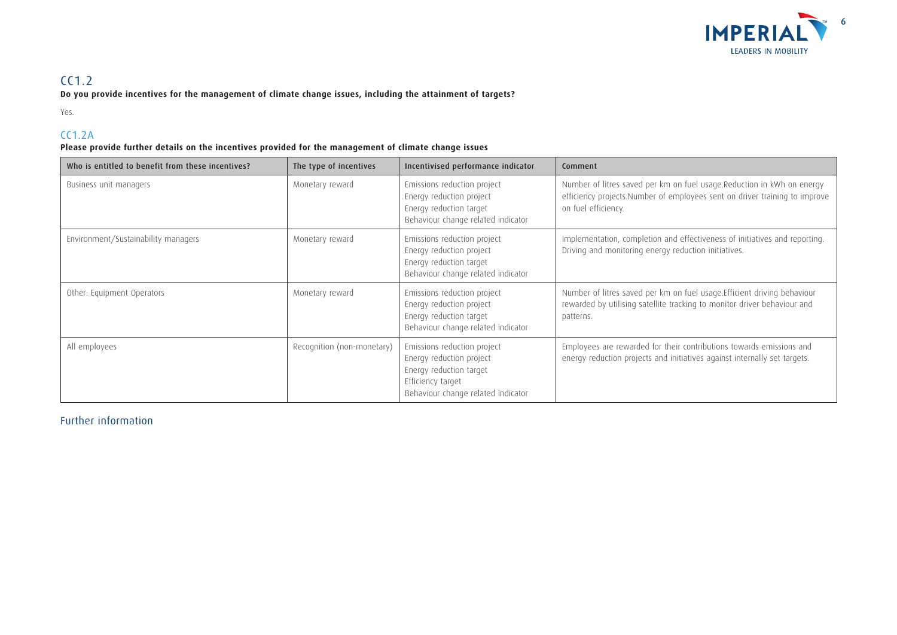## CC1.2

**Do you provide incentives for the management of climate change issues, including the attainment of targets?**

Yes.

## CC1.2A

**Please provide further details on the incentives provided for the management of climate change issues**

| Who is entitled to benefit from these incentives? | The type of incentives | Incentivised performance indicator | Comment |
|---|---|---|---|
| Business unit managers | Monetary reward | Emissions reduction project<br>Energy reduction project<br>Energy reduction target<br>Behaviour change related indicator | Number of litres saved per km on fuel usage.Reduction in kWh on energy efficiency projects.Number of employees sent on driver training to improve on fuel efficiency. |
| Environment/Sustainability managers | Monetary reward | Emissions reduction project<br>Energy reduction project<br>Energy reduction target<br>Behaviour change related indicator | Implementation, completion and effectiveness of initiatives and reporting. Driving and monitoring energy reduction initiatives. |
| Other: Equipment Operators | Monetary reward | Emissions reduction project<br>Energy reduction project<br>Energy reduction target<br>Behaviour change related indicator | Number of litres saved per km on fuel usage.Efficient driving behaviour rewarded by utilising satellite tracking to monitor driver behaviour and patterns. |
| All employees | Recognition (non-monetary) | Emissions reduction project<br>Energy reduction project<br>Energy reduction target<br>Efficiency target<br>Behaviour change related indicator | Employees are rewarded for their contributions towards emissions and energy reduction projects and initiatives against internally set targets. |

## Further information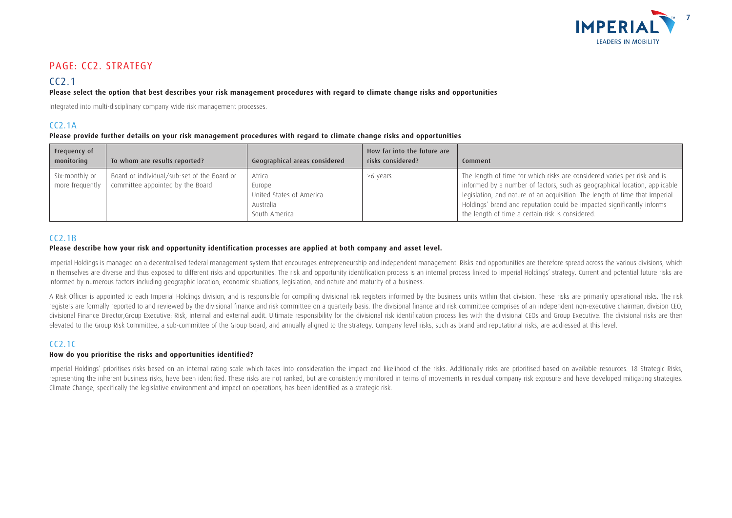# PAGE: CC2. STRATEGY

## CC2.1

**Please select the option that best describes your risk management procedures with regard to climate change risks and opportunities**

Integrated into multi-disciplinary company wide risk management processes.

## CC2.1A

**Please provide further details on your risk management procedures with regard to climate change risks and opportunities**

| Frequency of monitoring | To whom are results reported? | Geographical areas considered | How far into the future are risks considered? | Comment |
|---|---|---|---|---|
| Six-monthly or more frequently | Board or individual/sub-set of the Board or committee appointed by the Board | Africa<br>Europe<br>United States of America<br>Australia<br>South America | >6 years | The length of time for which risks are considered varies per risk and is informed by a number of factors, such as geographical location, applicable legislation, and nature of an acquisition. The length of time that Imperial Holdings' brand and reputation could be impacted significantly informs the length of time a certain risk is considered. |

## CC2.1B

**Please describe how your risk and opportunity identification processes are applied at both company and asset level.**

Imperial Holdings is managed on a decentralised federal management system that encourages entrepreneurship and independent management. Risks and opportunities are therefore spread across the various divisions, which in themselves are diverse and thus exposed to different risks and opportunities. The risk and opportunity identification process is an internal process linked to Imperial Holdings' strategy. Current and potential future risks are informed by numerous factors including geographic location, economic situations, legislation, and nature and maturity of a business.

A Risk Officer is appointed to each Imperial Holdings division, and is responsible for compiling divisional risk registers informed by the business units within that division. These risks are primarily operational risks. The risk registers are formally reported to and reviewed by the divisional finance and risk committee on a quarterly basis. The divisional finance and risk committee comprises of an independent non-executive chairman, division CEO, divisional Finance Director,Group Executive: Risk, internal and external audit. Ultimate responsibility for the divisional risk identification process lies with the divisional CEOs and Group Executive. The divisional risks are then elevated to the Group Risk Committee, a sub-committee of the Group Board, and annually aligned to the strategy. Company level risks, such as brand and reputational risks, are addressed at this level.

## CC2.1C

**How do you prioritise the risks and opportunities identified?**

Imperial Holdings' prioritises risks based on an internal rating scale which takes into consideration the impact and likelihood of the risks. Additionally risks are prioritised based on available resources. 18 Strategic Risks, representing the inherent business risks, have been identified. These risks are not ranked, but are consistently monitored in terms of movements in residual company risk exposure and have developed mitigating strategies. Climate Change, specifically the legislative environment and impact on operations, has been identified as a strategic risk.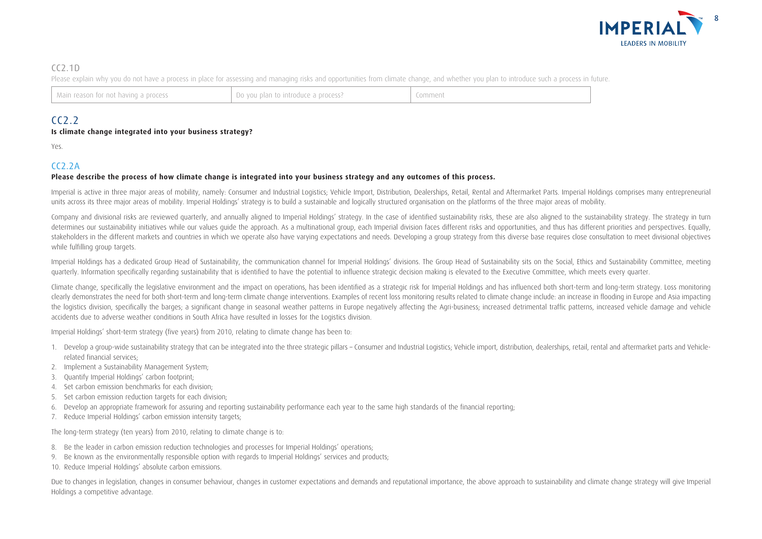## CC2.1D

Please explain why you do not have a process in place for assessing and managing risks and opportunities from climate change, and whether you plan to introduce such a process in future.

| Main reason for not having a process | Do you plan to introduce a process? | Comment |
|---|---|---|

## CC2.2

**Is climate change integrated into your business strategy?**

Yes.

## CC2.2A

**Please describe the process of how climate change is integrated into your business strategy and any outcomes of this process.**

Imperial is active in three major areas of mobility, namely: Consumer and Industrial Logistics; Vehicle Import, Distribution, Dealerships, Retail, Rental and Aftermarket Parts. Imperial Holdings comprises many entrepreneurial units across its three major areas of mobility. Imperial Holdings' strategy is to build a sustainable and logically structured organisation on the platforms of the three major areas of mobility.

Company and divisional risks are reviewed quarterly, and annually aligned to Imperial Holdings' strategy. In the case of identified sustainability risks, these are also aligned to the sustainability strategy. The strategy in turn determines our sustainability initiatives while our values guide the approach. As a multinational group, each Imperial division faces different risks and opportunities, and thus has different priorities and perspectives. Equally, stakeholders in the different markets and countries in which we operate also have varying expectations and needs. Developing a group strategy from this diverse base requires close consultation to meet divisional objectives while fulfilling group targets.

Imperial Holdings has a dedicated Group Head of Sustainability, the communication channel for Imperial Holdings' divisions. The Group Head of Sustainability sits on the Social, Ethics and Sustainability Committee, meeting quarterly. Information specifically regarding sustainability that is identified to have the potential to influence strategic decision making is elevated to the Executive Committee, which meets every quarter.

Climate change, specifically the legislative environment and the impact on operations, has been identified as a strategic risk for Imperial Holdings and has influenced both short-term and long-term strategy. Loss monitoring clearly demonstrates the need for both short-term and long-term climate change interventions. Examples of recent loss monitoring results related to climate change include: an increase in flooding in Europe and Asia impacting the logistics division, specifically the barges; a significant change in seasonal weather patterns in Europe negatively affecting the Agri-business; increased detrimental traffic patterns, increased vehicle damage and vehicle accidents due to adverse weather conditions in South Africa have resulted in losses for the Logistics division.

Imperial Holdings' short-term strategy (five years) from 2010, relating to climate change has been to:

1. Develop a group-wide sustainability strategy that can be integrated into the three strategic pillars – Consumer and Industrial Logistics; Vehicle import, distribution, dealerships, retail, rental and aftermarket parts and Vehicle-related financial services;
2. Implement a Sustainability Management System;
3. Quantify Imperial Holdings' carbon footprint;
4. Set carbon emission benchmarks for each division;
5. Set carbon emission reduction targets for each division;
6. Develop an appropriate framework for assuring and reporting sustainability performance each year to the same high standards of the financial reporting;
7. Reduce Imperial Holdings' carbon emission intensity targets;

The long-term strategy (ten years) from 2010, relating to climate change is to:

8. Be the leader in carbon emission reduction technologies and processes for Imperial Holdings' operations;
9. Be known as the environmentally responsible option with regards to Imperial Holdings' services and products;
10. Reduce Imperial Holdings' absolute carbon emissions.

Due to changes in legislation, changes in consumer behaviour, changes in customer expectations and demands and reputational importance, the above approach to sustainability and climate change strategy will give Imperial Holdings a competitive advantage.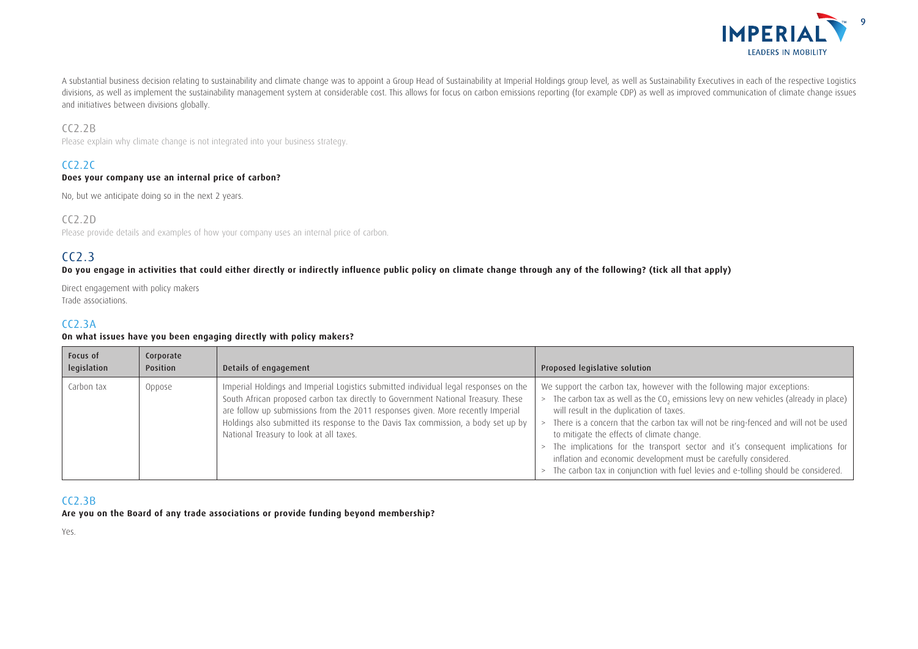A substantial business decision relating to sustainability and climate change was to appoint a Group Head of Sustainability at Imperial Holdings group level, as well as Sustainability Executives in each of the respective Logistics divisions, as well as implement the sustainability management system at considerable cost. This allows for focus on carbon emissions reporting (for example CDP) as well as improved communication of climate change issues and initiatives between divisions globally.

### CC2.2B

Please explain why climate change is not integrated into your business strategy.

### CC2.2C

**Does your company use an internal price of carbon?**

No, but we anticipate doing so in the next 2 years.

### CC2.2D

Please provide details and examples of how your company uses an internal price of carbon.

## CC2.3

**Do you engage in activities that could either directly or indirectly influence public policy on climate change through any of the following? (tick all that apply)**

Direct engagement with policy makers
Trade associations.

### CC2.3A

**On what issues have you been engaging directly with policy makers?**

| Focus of legislation | Corporate Position | Details of engagement | Proposed legislative solution |
|---|---|---|---|
| Carbon tax | Oppose | Imperial Holdings and Imperial Logistics submitted individual legal responses on the South African proposed carbon tax directly to Government National Treasury. These are follow up submissions from the 2011 responses given. More recently Imperial Holdings also submitted its response to the Davis Tax commission, a body set up by National Treasury to look at all taxes. | We support the carbon tax, however with the following major exceptions: <br> > The carbon tax as well as the $CO_2$ emissions levy on new vehicles (already in place) will result in the duplication of taxes. <br> > There is a concern that the carbon tax will not be ring-fenced and will not be used to mitigate the effects of climate change. <br> > The implications for the transport sector and it's consequent implications for inflation and economic development must be carefully considered. <br> > The carbon tax in conjunction with fuel levies and e-tolling should be considered. |

### CC2.3B

**Are you on the Board of any trade associations or provide funding beyond membership?**

Yes.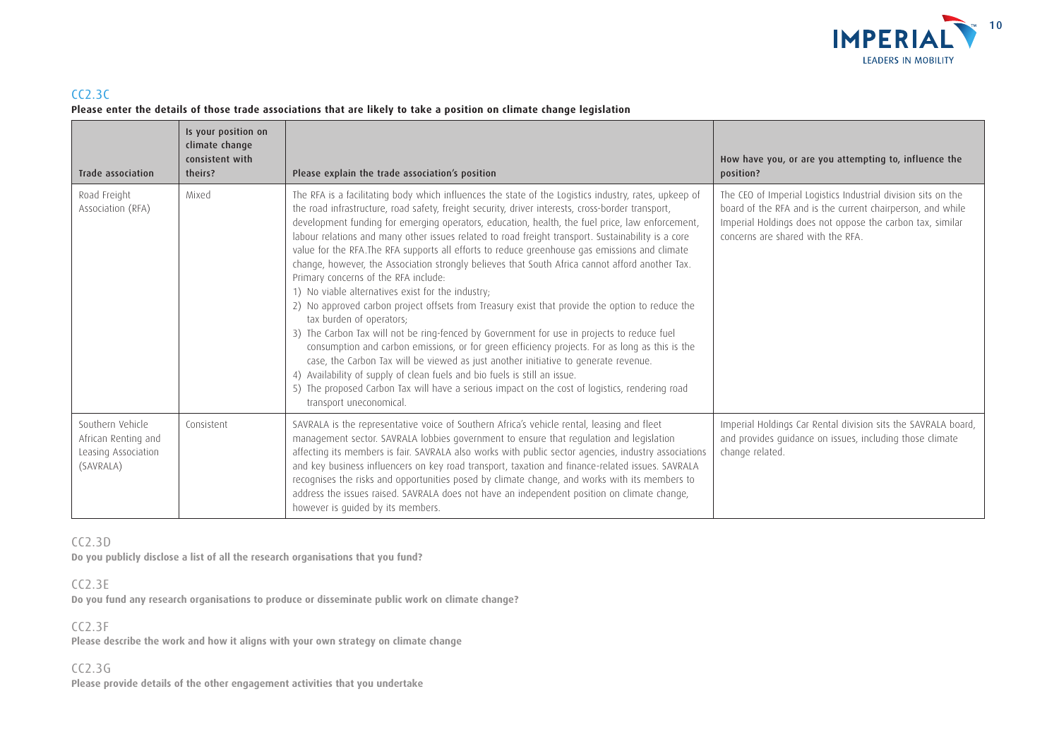## CC2.3C

**Please enter the details of those trade associations that are likely to take a position on climate change legislation**

| Trade association | Is your position on climate change consistent with theirs? | Please explain the trade association's position | How have you, or are you attempting to, influence the position? |
|---|---|---|---|
| Road Freight Association (RFA) | Mixed | The RFA is a facilitating body which influences the state of the Logistics industry, rates, upkeep of the road infrastructure, road safety, freight security, driver interests, cross-border transport, development funding for emerging operators, education, health, the fuel price, law enforcement, labour relations and many other issues related to road freight transport. Sustainability is a core value for the RFA.The RFA supports all efforts to reduce greenhouse gas emissions and climate change, however, the Association strongly believes that South Africa cannot afford another Tax. Primary concerns of the RFA include:<br>1) No viable alternatives exist for the industry;<br>2) No approved carbon project offsets from Treasury exist that provide the option to reduce the tax burden of operators;<br>3) The Carbon Tax will not be ring-fenced by Government for use in projects to reduce fuel consumption and carbon emissions, or for green efficiency projects. For as long as this is the case, the Carbon Tax will be viewed as just another initiative to generate revenue.<br>4) Availability of supply of clean fuels and bio fuels is still an issue.<br>5) The proposed Carbon Tax will have a serious impact on the cost of logistics, rendering road transport uneconomical. | The CEO of Imperial Logistics Industrial division sits on the board of the RFA and is the current chairperson, and while Imperial Holdings does not oppose the carbon tax, similar concerns are shared with the RFA. |
| Southern Vehicle African Renting and Leasing Association (SAVRALA) | Consistent | SAVRALA is the representative voice of Southern Africa's vehicle rental, leasing and fleet management sector. SAVRALA lobbies government to ensure that regulation and legislation affecting its members is fair. SAVRALA also works with public sector agencies, industry associations and key business influencers on key road transport, taxation and finance-related issues. SAVRALA recognises the risks and opportunities posed by climate change, and works with its members to address the issues raised. SAVRALA does not have an independent position on climate change, however is guided by its members. | Imperial Holdings Car Rental division sits the SAVRALA board, and provides guidance on issues, including those climate change related. |

## CC2.3D

**Do you publicly disclose a list of all the research organisations that you fund?**

## CC2.3E

**Do you fund any research organisations to produce or disseminate public work on climate change?**

## CC2.3F

**Please describe the work and how it aligns with your own strategy on climate change**

## CC2.3G

**Please provide details of the other engagement activities that you undertake**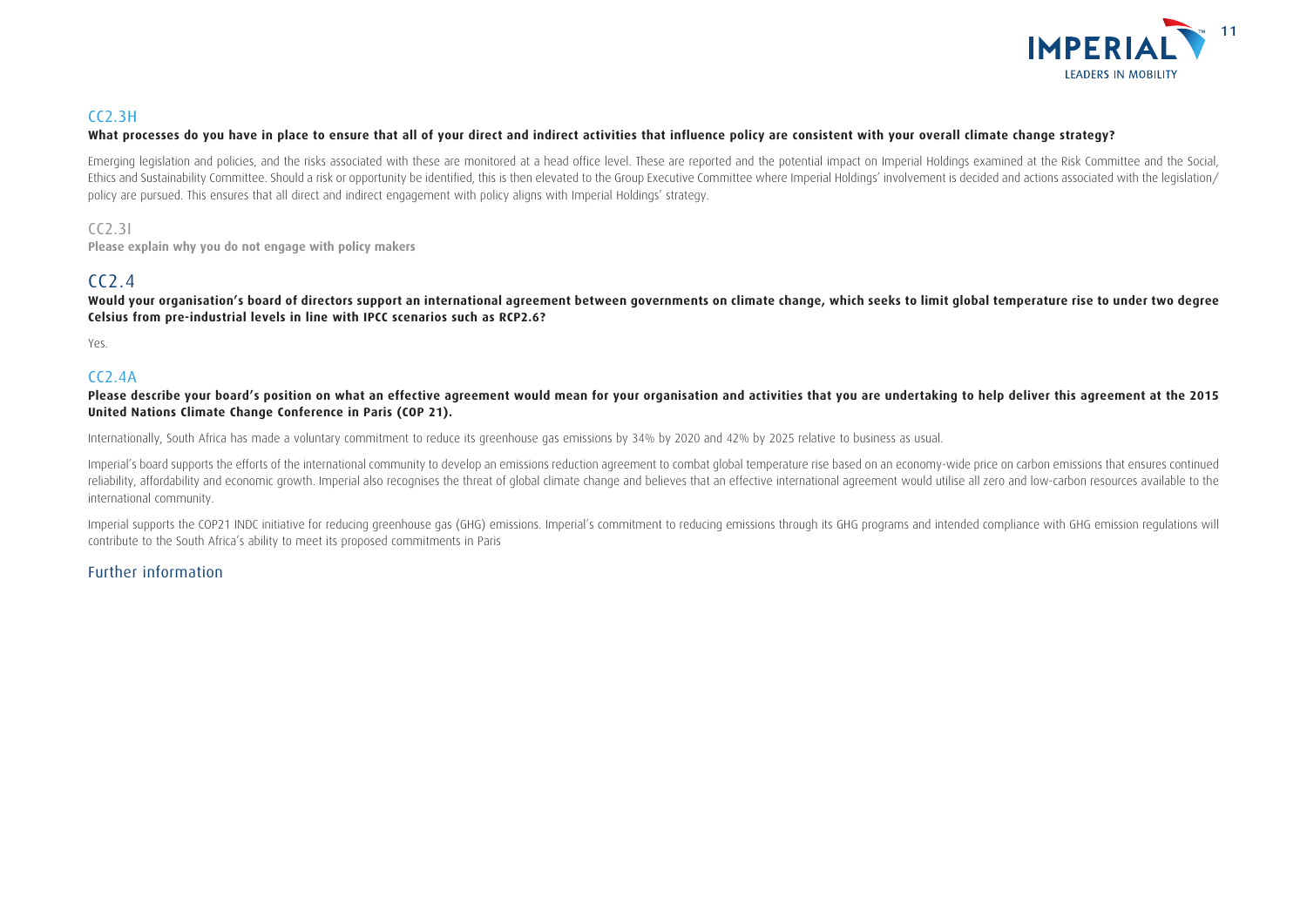### CC2.3H

**What processes do you have in place to ensure that all of your direct and indirect activities that influence policy are consistent with your overall climate change strategy?**

Emerging legislation and policies, and the risks associated with these are monitored at a head office level. These are reported and the potential impact on Imperial Holdings examined at the Risk Committee and the Social, Ethics and Sustainability Committee. Should a risk or opportunity be identified, this is then elevated to the Group Executive Committee where Imperial Holdings' involvement is decided and actions associated with the legislation/policy are pursued. This ensures that all direct and indirect engagement with policy aligns with Imperial Holdings' strategy.

### CC2.3I

**Please explain why you do not engage with policy makers**

## CC2.4

**Would your organisation's board of directors support an international agreement between governments on climate change, which seeks to limit global temperature rise to under two degree Celsius from pre-industrial levels in line with IPCC scenarios such as RCP2.6?**

Yes.

### CC2.4A

**Please describe your board's position on what an effective agreement would mean for your organisation and activities that you are undertaking to help deliver this agreement at the 2015 United Nations Climate Change Conference in Paris (COP 21).**

Internationally, South Africa has made a voluntary commitment to reduce its greenhouse gas emissions by 34% by 2020 and 42% by 2025 relative to business as usual.

Imperial's board supports the efforts of the international community to develop an emissions reduction agreement to combat global temperature rise based on an economy-wide price on carbon emissions that ensures continued reliability, affordability and economic growth. Imperial also recognises the threat of global climate change and believes that an effective international agreement would utilise all zero and low-carbon resources available to the international community.

Imperial supports the COP21 INDC initiative for reducing greenhouse gas (GHG) emissions. Imperial's commitment to reducing emissions through its GHG programs and intended compliance with GHG emission regulations will contribute to the South Africa's ability to meet its proposed commitments in Paris

### Further information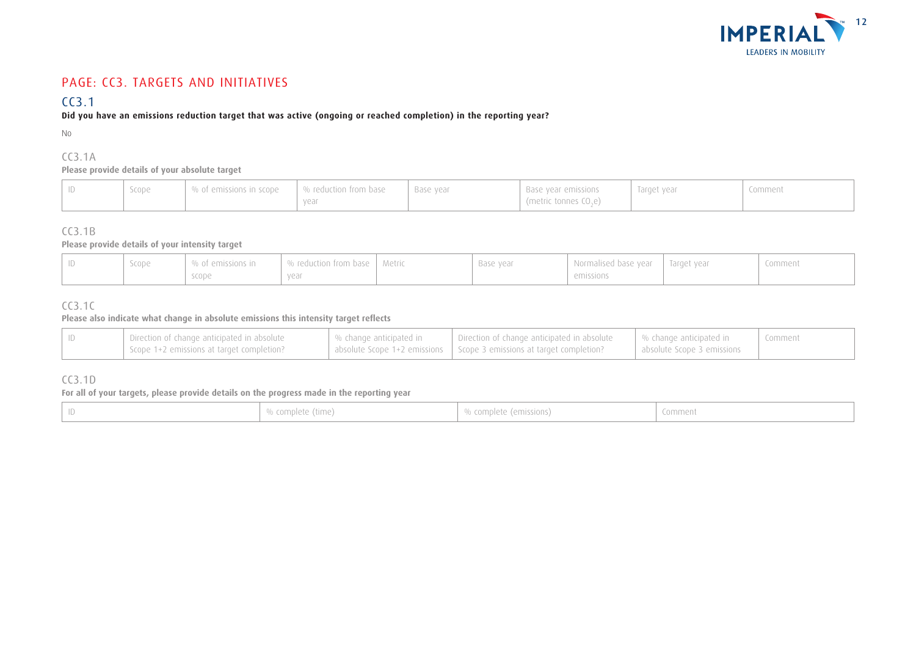## PAGE: CC3. TARGETS AND INITIATIVES

### CC3.1

**Did you have an emissions reduction target that was active (ongoing or reached completion) in the reporting year?**

No

### CC3.1A

**Please provide details of your absolute target**

| ID | Scope | % of emissions in scope | % reduction from base year | Base year | Base year emissions (metric tonnes $CO_2e$) | Target year | Comment |
|---|---|---|---|---|---|---|---|

### CC3.1B

**Please provide details of your intensity target**

| ID | Scope | % of emissions in scope | % reduction from base year | Metric | Base year | Normalised base year emissions | Target year | Comment |
|---|---|---|---|---|---|---|---|---|

### CC3.1C

**Please also indicate what change in absolute emissions this intensity target reflects**

| ID | Direction of change anticipated in absolute Scope 1+2 emissions at target completion? | % change anticipated in absolute Scope 1+2 emissions | Direction of change anticipated in absolute Scope 3 emissions at target completion? | % change anticipated in absolute Scope 3 emissions | Comment |
|---|---|---|---|---|---|

### CC3.1D

**For all of your targets, please provide details on the progress made in the reporting year**

| ID | % complete (time) | % complete (emissions) | Comment |
|---|---|---|---|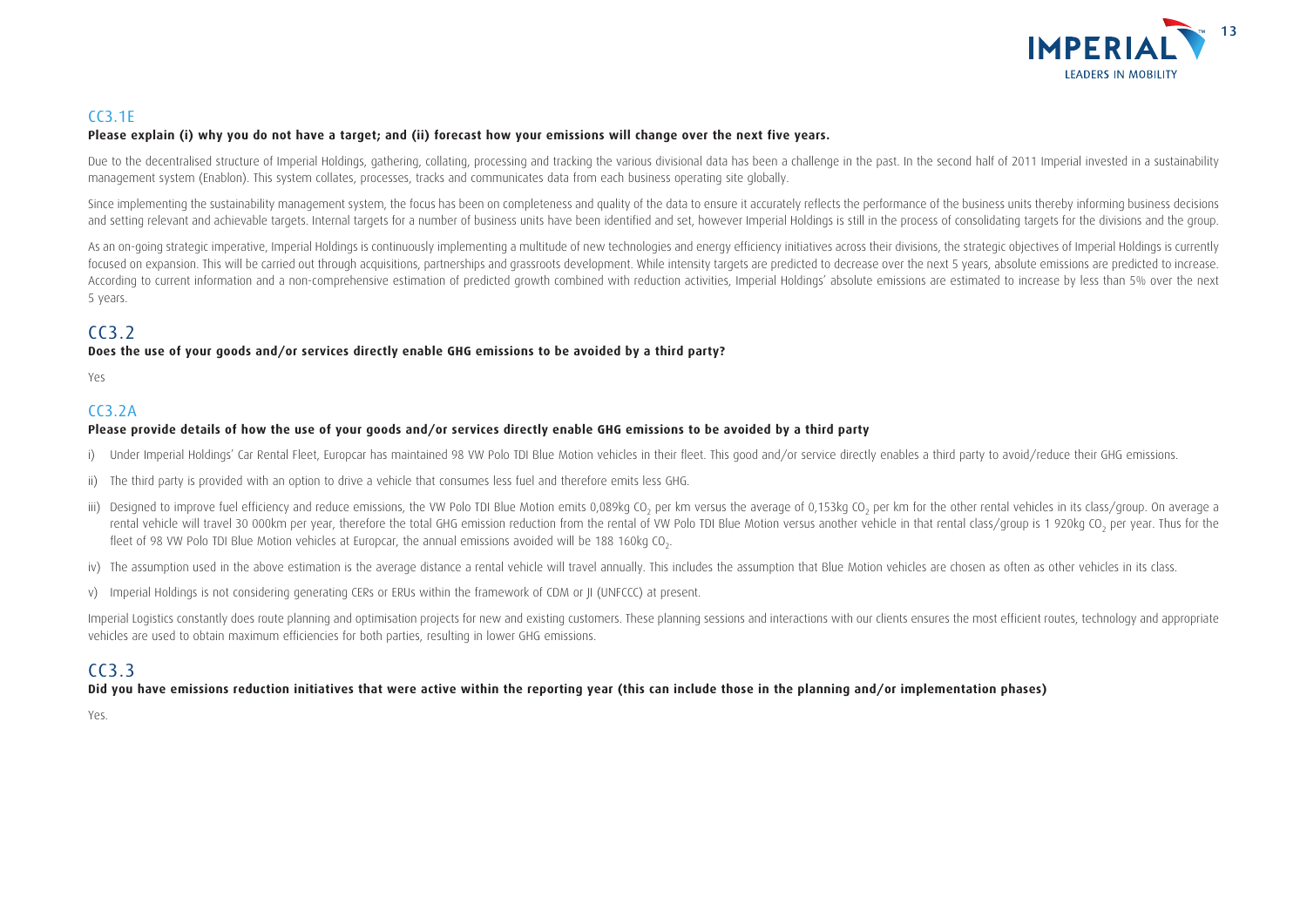## CC3.1E

**Please explain (i) why you do not have a target; and (ii) forecast how your emissions will change over the next five years.**

Due to the decentralised structure of Imperial Holdings, gathering, collating, processing and tracking the various divisional data has been a challenge in the past. In the second half of 2011 Imperial invested in a sustainability management system (Enablon). This system collates, processes, tracks and communicates data from each business operating site globally.

Since implementing the sustainability management system, the focus has been on completeness and quality of the data to ensure it accurately reflects the performance of the business units thereby informing business decisions and setting relevant and achievable targets. Internal targets for a number of business units have been identified and set, however Imperial Holdings is still in the process of consolidating targets for the divisions and the group.

As an on-going strategic imperative, Imperial Holdings is continuously implementing a multitude of new technologies and energy efficiency initiatives across their divisions, the strategic objectives of Imperial Holdings is currently focused on expansion. This will be carried out through acquisitions, partnerships and grassroots development. While intensity targets are predicted to decrease over the next 5 years, absolute emissions are predicted to increase. According to current information and a non-comprehensive estimation of predicted growth combined with reduction activities, Imperial Holdings' absolute emissions are estimated to increase by less than 5% over the next 5 years.

## CC3.2

**Does the use of your goods and/or services directly enable GHG emissions to be avoided by a third party?**

Yes

## CC3.2A

**Please provide details of how the use of your goods and/or services directly enable GHG emissions to be avoided by a third party**

i) Under Imperial Holdings' Car Rental Fleet, Europcar has maintained 98 VW Polo TDI Blue Motion vehicles in their fleet. This good and/or service directly enables a third party to avoid/reduce their GHG emissions.

ii) The third party is provided with an option to drive a vehicle that consumes less fuel and therefore emits less GHG.

iii) Designed to improve fuel efficiency and reduce emissions, the VW Polo TDI Blue Motion emits 0,089kg $CO_2$ per km versus the average of 0,153kg $CO_2$ per km for the other rental vehicles in its class/group. On average a rental vehicle will travel 30 000km per year, therefore the total GHG emission reduction from the rental of VW Polo TDI Blue Motion versus another vehicle in that rental class/group is 1 920kg $CO_2$ per year. Thus for the fleet of 98 VW Polo TDI Blue Motion vehicles at Europcar, the annual emissions avoided will be 188 160kg $CO_2$.

iv) The assumption used in the above estimation is the average distance a rental vehicle will travel annually. This includes the assumption that Blue Motion vehicles are chosen as often as other vehicles in its class.

v) Imperial Holdings is not considering generating CERs or ERUs within the framework of CDM or JI (UNFCCC) at present.

Imperial Logistics constantly does route planning and optimisation projects for new and existing customers. These planning sessions and interactions with our clients ensures the most efficient routes, technology and appropriate vehicles are used to obtain maximum efficiencies for both parties, resulting in lower GHG emissions.

## CC3.3

**Did you have emissions reduction initiatives that were active within the reporting year (this can include those in the planning and/or implementation phases)**

Yes.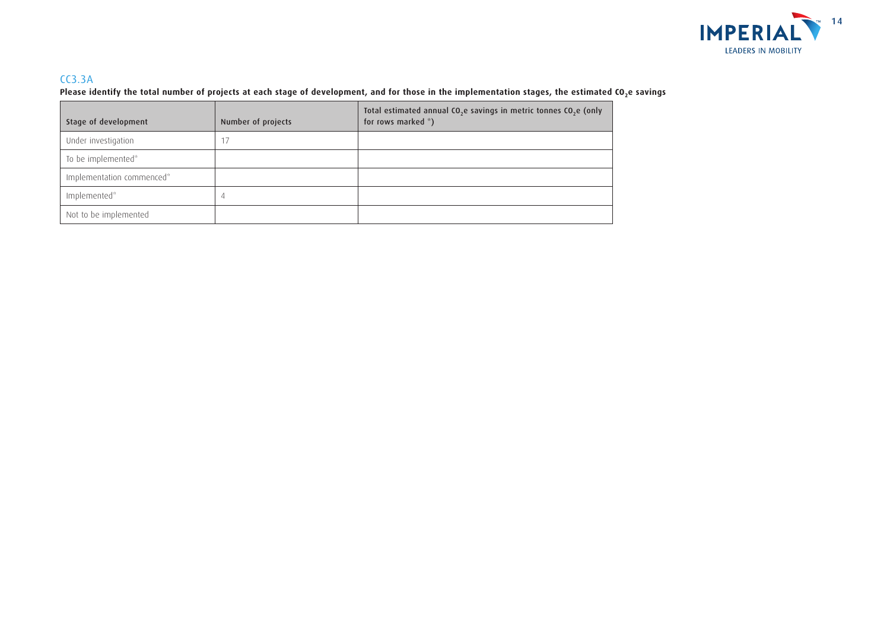## CC3.3A

**Please identify the total number of projects at each stage of development, and for those in the implementation stages, the estimated $CO_2e$ savings**

| Stage of development | Number of projects | Total estimated annual $CO_2e$ savings in metric tonnes $CO_2e$ (only for rows marked *) |
|---|---|---|
| Under investigation | 17 | |
| To be implemented* | | |
| Implementation commenced* | | |
| Implemented* | 4 | |
| Not to be implemented | | |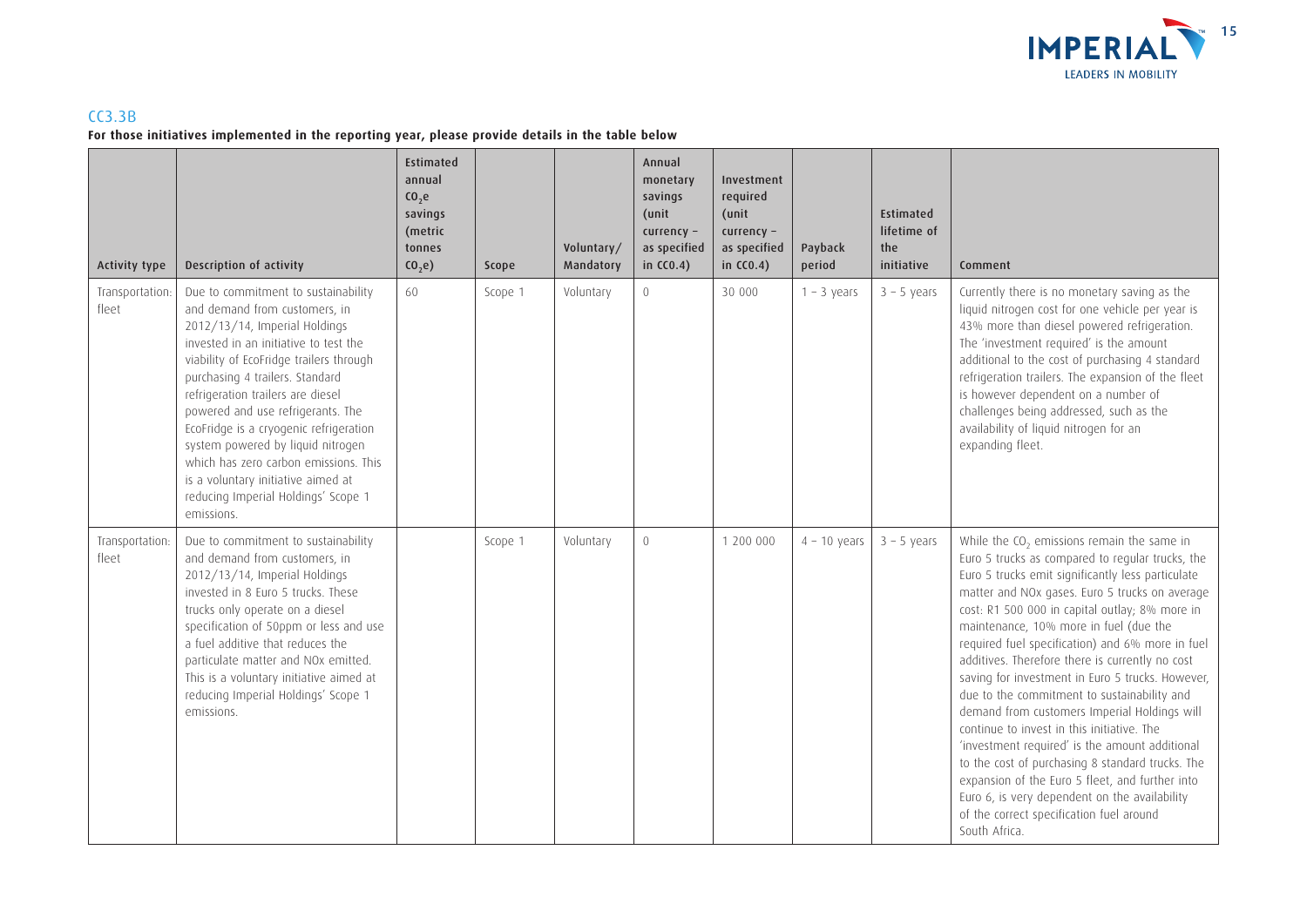## CC3.3B

**For those initiatives implemented in the reporting year, please provide details in the table below**

| Activity type | Description of activity | Estimated annual $CO_2e$ savings (metric tonnes $CO_2e$) | Scope | Voluntary/ Mandatory | Annual monetary savings (unit currency – as specified in CC0.4) | Investment required (unit currency – as specified in CC0.4) | Payback period | Estimated lifetime of the initiative | Comment |
|---|---|---|---|---|---|---|---|---|---|
| Transportation: fleet | Due to commitment to sustainability and demand from customers, in 2012/13/14, Imperial Holdings invested in an initiative to test the viability of EcoFridge trailers through purchasing 4 trailers. Standard refrigeration trailers are diesel powered and use refrigerants. The EcoFridge is a cryogenic refrigeration system powered by liquid nitrogen which has zero carbon emissions. This is a voluntary initiative aimed at reducing Imperial Holdings' Scope 1 emissions. | 60 | Scope 1 | Voluntary | 0 | 30 000 | 1 – 3 years | 3 – 5 years | Currently there is no monetary saving as the liquid nitrogen cost for one vehicle per year is 43% more than diesel powered refrigeration. The 'investment required' is the amount additional to the cost of purchasing 4 standard refrigeration trailers. The expansion of the fleet is however dependent on a number of challenges being addressed, such as the availability of liquid nitrogen for an expanding fleet. |
| Transportation: fleet | Due to commitment to sustainability and demand from customers, in 2012/13/14, Imperial Holdings invested in 8 Euro 5 trucks. These trucks only operate on a diesel specification of 50ppm or less and use a fuel additive that reduces the particulate matter and NOx emitted. This is a voluntary initiative aimed at reducing Imperial Holdings' Scope 1 emissions. | | Scope 1 | Voluntary | 0 | 1 200 000 | 4 – 10 years | 3 – 5 years | While the $CO_2$ emissions remain the same in Euro 5 trucks as compared to regular trucks, the Euro 5 trucks emit significantly less particulate matter and NOx gases. Euro 5 trucks on average cost: R1 500 000 in capital outlay; 8% more in maintenance, 10% more in fuel (due the required fuel specification) and 6% more in fuel additives. Therefore there is currently no cost saving for investment in Euro 5 trucks. However, due to the commitment to sustainability and demand from customers Imperial Holdings will continue to invest in this initiative. The 'investment required' is the amount additional to the cost of purchasing 8 standard trucks. The expansion of the Euro 5 fleet, and further into Euro 6, is very dependent on the availability of the correct specification fuel around South Africa. |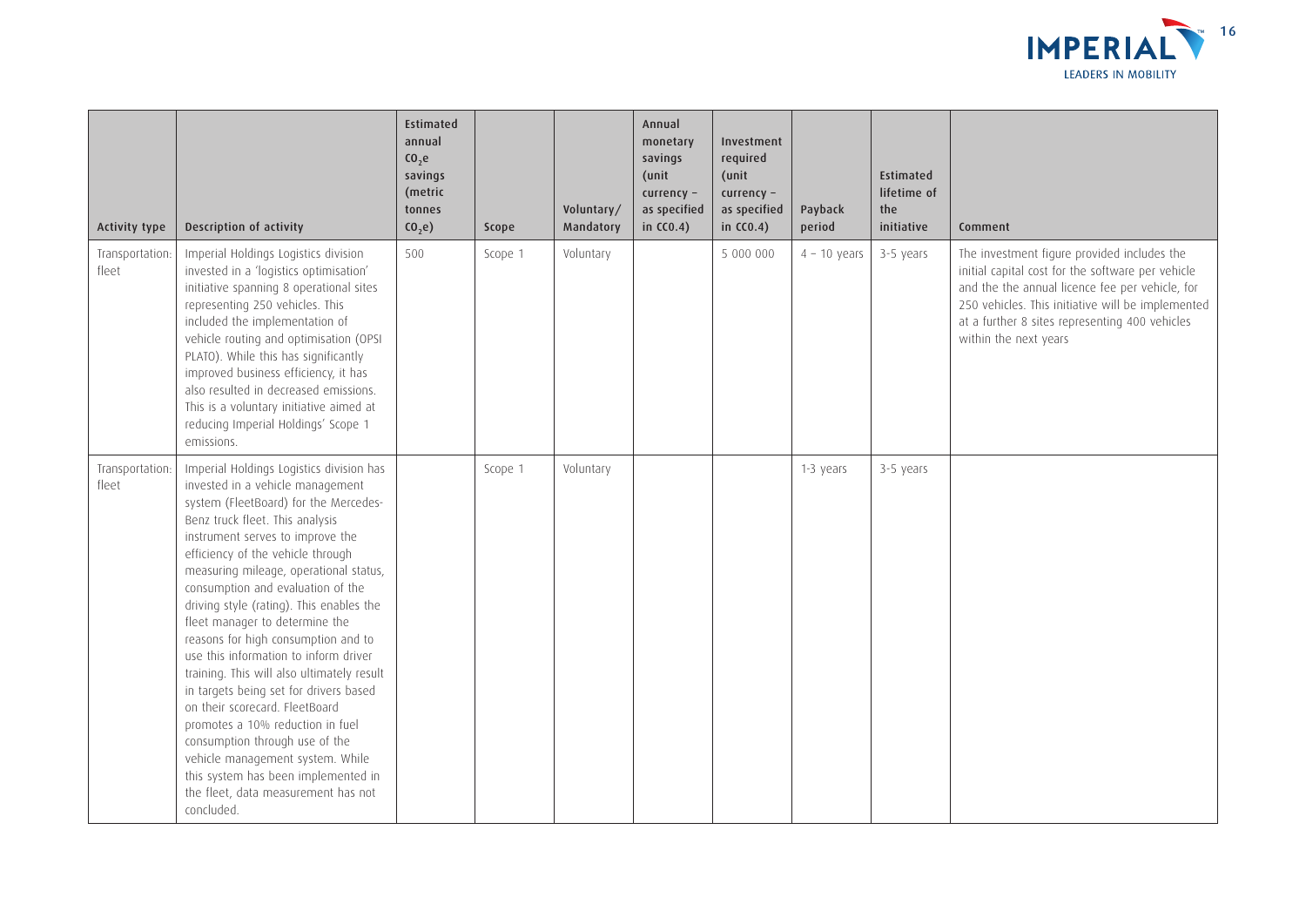| Activity type | Description of activity | Estimated annual $CO_2e$ savings (metric tonnes $CO_2e$) | Scope | Voluntary/ Mandatory | Annual monetary savings (unit currency – as specified in CC0.4) | Investment required (unit currency – as specified in CC0.4) | Payback period | Estimated lifetime of the initiative | Comment |
|---|---|---|---|---|---|---|---|---|---|
| Transportation: fleet | Imperial Holdings Logistics division invested in a 'logistics optimisation' initiative spanning 8 operational sites representing 250 vehicles. This included the implementation of vehicle routing and optimisation (OPSI PLATO). While this has significantly improved business efficiency, it has also resulted in decreased emissions. This is a voluntary initiative aimed at reducing Imperial Holdings' Scope 1 emissions. | 500 | Scope 1 | Voluntary | | 5 000 000 | 4 – 10 years | 3-5 years | The investment figure provided includes the initial capital cost for the software per vehicle and the the annual licence fee per vehicle, for 250 vehicles. This initiative will be implemented at a further 8 sites representing 400 vehicles within the next years |
| Transportation: fleet | Imperial Holdings Logistics division has invested in a vehicle management system (FleetBoard) for the Mercedes-Benz truck fleet. This analysis instrument serves to improve the efficiency of the vehicle through measuring mileage, operational status, consumption and evaluation of the driving style (rating). This enables the fleet manager to determine the reasons for high consumption and to use this information to inform driver training. This will also ultimately result in targets being set for drivers based on their scorecard. FleetBoard promotes a 10% reduction in fuel consumption through use of the vehicle management system. While this system has been implemented in the fleet, data measurement has not concluded. | | Scope 1 | Voluntary | | | 1-3 years | 3-5 years | |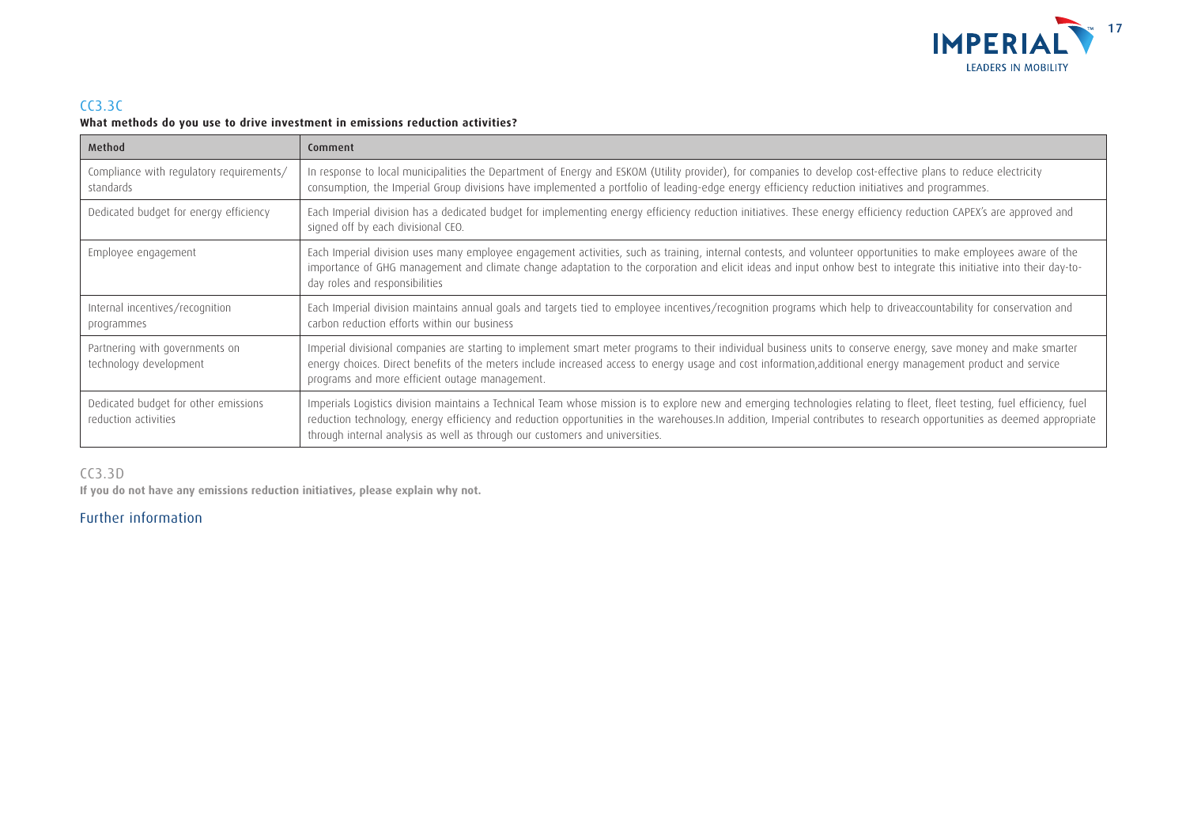## CC3.3C

**What methods do you use to drive investment in emissions reduction activities?**

| Method | Comment |
| --- | --- |
| Compliance with regulatory requirements/ standards | In response to local municipalities the Department of Energy and ESKOM (Utility provider), for companies to develop cost-effective plans to reduce electricity consumption, the Imperial Group divisions have implemented a portfolio of leading-edge energy efficiency reduction initiatives and programmes. |
| Dedicated budget for energy efficiency | Each Imperial division has a dedicated budget for implementing energy efficiency reduction initiatives. These energy efficiency reduction CAPEX's are approved and signed off by each divisional CEO. |
| Employee engagement | Each Imperial division uses many employee engagement activities, such as training, internal contests, and volunteer opportunities to make employees aware of the importance of GHG management and climate change adaptation to the corporation and elicit ideas and input onhow best to integrate this initiative into their day-to-day roles and responsibilities |
| Internal incentives/recognition programmes | Each Imperial division maintains annual goals and targets tied to employee incentives/recognition programs which help to driveaccountability for conservation and carbon reduction efforts within our business |
| Partnering with governments on technology development | Imperial divisional companies are starting to implement smart meter programs to their individual business units to conserve energy, save money and make smarter energy choices. Direct benefits of the meters include increased access to energy usage and cost information,additional energy management product and service programs and more efficient outage management. |
| Dedicated budget for other emissions reduction activities | Imperials Logistics division maintains a Technical Team whose mission is to explore new and emerging technologies relating to fleet, fleet testing, fuel efficiency, fuel reduction technology, energy efficiency and reduction opportunities in the warehouses.In addition, Imperial contributes to research opportunities as deemed appropriate through internal analysis as well as through our customers and universities. |

## CC3.3D

**If you do not have any emissions reduction initiatives, please explain why not.**

## Further information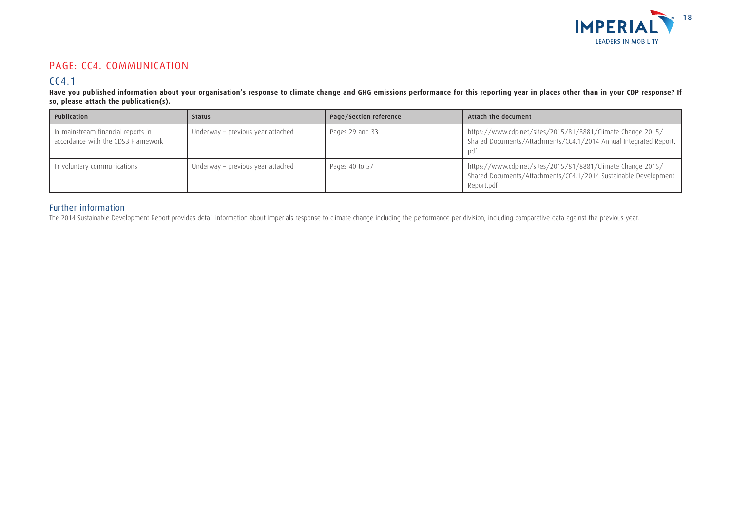## PAGE: CC4. COMMUNICATION

### CC4.1

**Have you published information about your organisation's response to climate change and GHG emissions performance for this reporting year in places other than in your CDP response? If so, please attach the publication(s).**

| Publication | Status | Page/Section reference | Attach the document |
|---|---|---|---|
| In mainstream financial reports in accordance with the CDSB Framework | Underway – previous year attached | Pages 29 and 33 | https://www.cdp.net/sites/2015/81/8881/Climate Change 2015/Shared Documents/Attachments/CC4.1/2014 Annual Integrated Report.pdf |
| In voluntary communications | Underway – previous year attached | Pages 40 to 57 | https://www.cdp.net/sites/2015/81/8881/Climate Change 2015/Shared Documents/Attachments/CC4.1/2014 Sustainable Development Report.pdf |

### Further information

The 2014 Sustainable Development Report provides detail information about Imperials response to climate change including the performance per division, including comparative data against the previous year.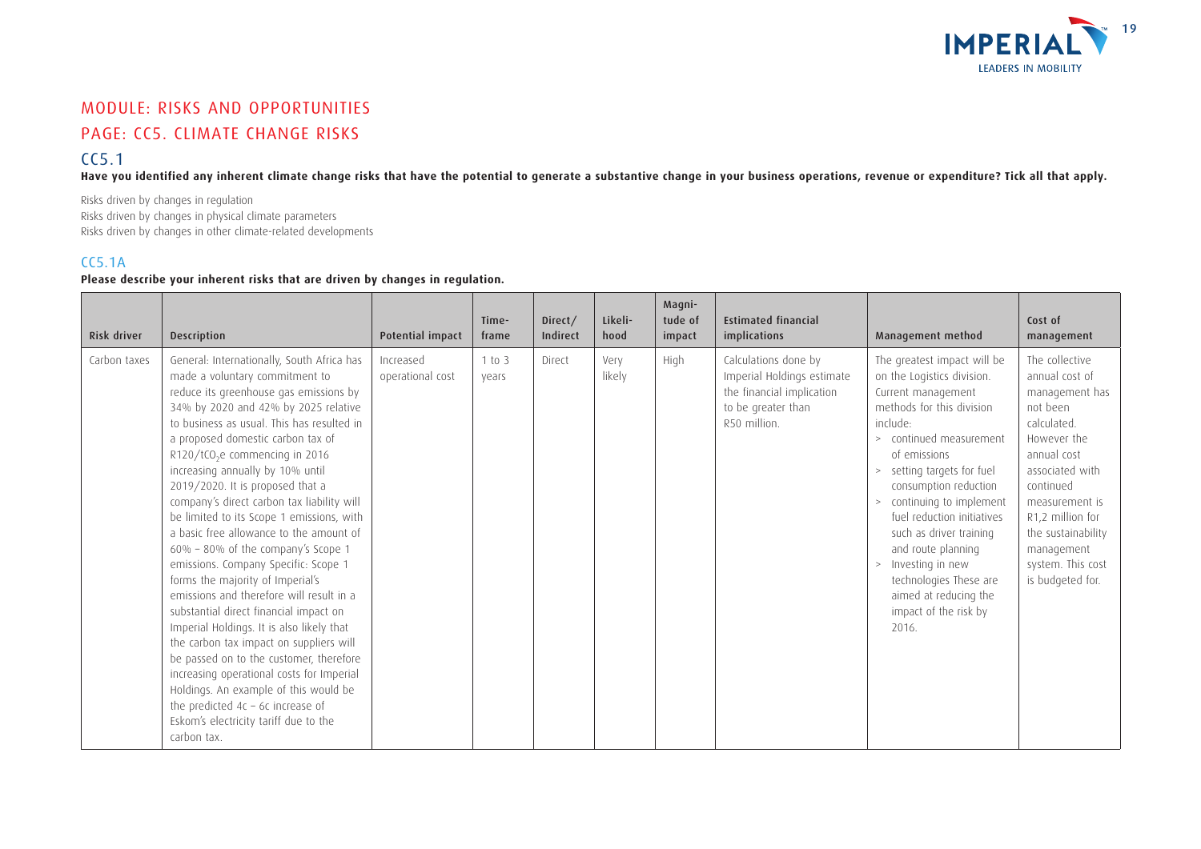## MODULE: RISKS AND OPPORTUNITIES

## PAGE: CC5. CLIMATE CHANGE RISKS

### CC5.1

**Have you identified any inherent climate change risks that have the potential to generate a substantive change in your business operations, revenue or expenditure? Tick all that apply.**

Risks driven by changes in regulation
Risks driven by changes in physical climate parameters
Risks driven by changes in other climate-related developments

### CC5.1A

**Please describe your inherent risks that are driven by changes in regulation.**

| Risk driver | Description | Potential impact | Time-frame | Direct/ Indirect | Likeli-hood | Magni-tude of impact | Estimated financial implications | Management method | Cost of management |
|---|---|---|---|---|---|---|---|---|---|
| Carbon taxes | General: Internationally, South Africa has made a voluntary commitment to reduce its greenhouse gas emissions by 34% by 2020 and 42% by 2025 relative to business as usual. This has resulted in a proposed domestic carbon tax of R120/t$CO_2$e commencing in 2016 increasing annually by 10% until 2019/2020. It is proposed that a company's direct carbon tax liability will be limited to its Scope 1 emissions, with a basic free allowance to the amount of 60% – 80% of the company's Scope 1 emissions. Company Specific: Scope 1 forms the majority of Imperial's emissions and therefore will result in a substantial direct financial impact on Imperial Holdings. It is also likely that the carbon tax impact on suppliers will be passed on to the customer, therefore increasing operational costs for Imperial Holdings. An example of this would be the predicted 4c – 6c increase of Eskom's electricity tariff due to the carbon tax. | Increased operational cost | 1 to 3 years | Direct | Very likely | High | Calculations done by Imperial Holdings estimate the financial implication to be greater than R50 million. | The greatest impact will be on the Logistics division. Current management methods for this division include: > continued measurement of emissions > setting targets for fuel consumption reduction > continuing to implement fuel reduction initiatives such as driver training and route planning > Investing in new technologies These are aimed at reducing the impact of the risk by 2016. | The collective annual cost of management has not been calculated. However the annual cost associated with continued measurement is R1,2 million for the sustainability management system. This cost is budgeted for. |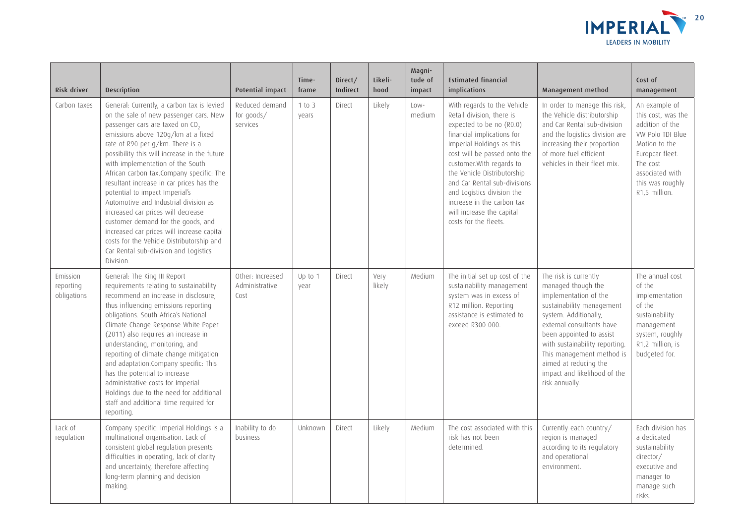| Risk driver | Description | Potential impact | Time-frame | Direct/ Indirect | Likeli-hood | Magni-tude of impact | Estimated financial implications | Management method | Cost of management |
|---|---|---|---|---|---|---|---|---|---|
| Carbon taxes | General: Currently, a carbon tax is levied on the sale of new passenger cars. New passenger cars are taxed on $CO_2$ emissions above 120g/km at a fixed rate of R90 per g/km. There is a possibility this will increase in the future with implementation of the South African carbon tax.Company specific: The resultant increase in car prices has the potential to impact Imperial's Automotive and Industrial division as increased car prices will decrease customer demand for the goods, and increased car prices will increase capital costs for the Vehicle Distributorship and Car Rental sub-division and Logistics Division. | Reduced demand for goods/ services | 1 to 3 years | Direct | Likely | Low-medium | With regards to the Vehicle Retail division, there is expected to be no (R0.0) financial implications for Imperial Holdings as this cost will be passed onto the customer.With regards to the Vehicle Distributorship and Car Rental sub-divisions and Logistics division the increase in the carbon tax will increase the capital costs for the fleets. | In order to manage this risk, the Vehicle distributorship and Car Rental sub-division and the logistics division are increasing their proportion of more fuel efficient vehicles in their fleet mix. | An example of this cost, was the addition of the VW Polo TDI Blue Motion to the Europcar fleet. The cost associated with this was roughly R1,5 million. |
| Emission reporting obligations | General: The King III Report requirements relating to sustainability recommend an increase in disclosure, thus influencing emissions reporting obligations. South Africa's National Climate Change Response White Paper (2011) also requires an increase in understanding, monitoring, and reporting of climate change mitigation and adaptation.Company specific: This has the potential to increase administrative costs for Imperial Holdings due to the need for additional staff and additional time required for reporting. | Other: Increased Administrative Cost | Up to 1 year | Direct | Very likely | Medium | The initial set up cost of the sustainability management system was in excess of R12 million. Reporting assistance is estimated to exceed R300 000. | The risk is currently managed though the implementation of the sustainability management system. Additionally, external consultants have been appointed to assist with sustainability reporting. This management method is aimed at reducing the impact and likelihood of the risk annually. | The annual cost of the implementation of the sustainability management system, roughly R1,2 million, is budgeted for. |
| Lack of regulation | Company specific: Imperial Holdings is a multinational organisation. Lack of consistent global regulation presents difficulties in operating, lack of clarity and uncertainty, therefore affecting long-term planning and decision making. | Inability to do business | Unknown | Direct | Likely | Medium | The cost associated with this risk has not been determined. | Currently each country/ region is managed according to its regulatory and operational environment. | Each division has a dedicated sustainability director/ executive and manager to manage such risks. |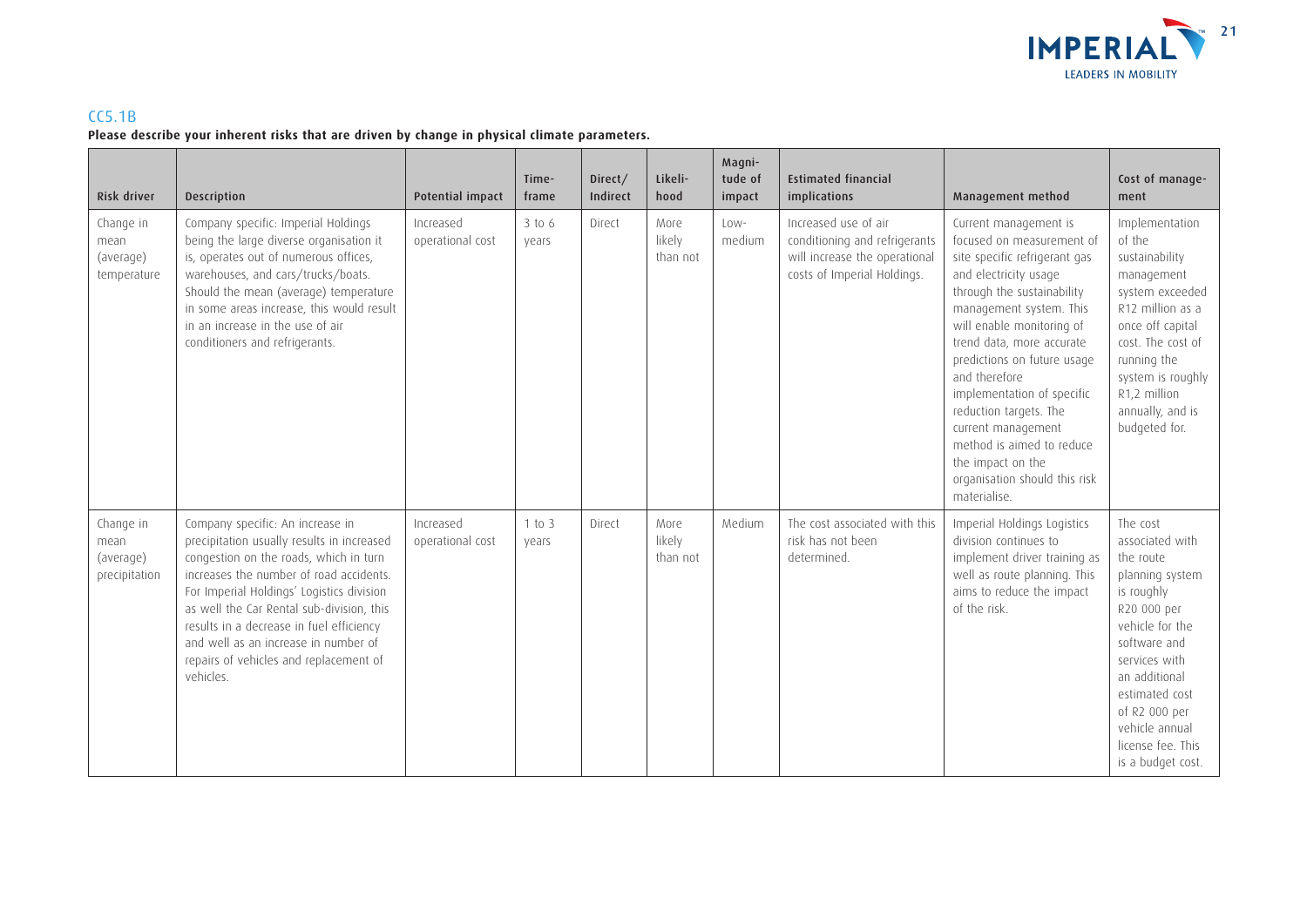## CC5.1B

**Please describe your inherent risks that are driven by change in physical climate parameters.**

| Risk driver | Description | Potential impact | Time-frame | Direct/ Indirect | Likeli-hood | Magni-tude of impact | Estimated financial implications | Management method | Cost of manage-ment |
|---|---|---|---|---|---|---|---|---|---|
| Change in mean (average) temperature | Company specific: Imperial Holdings being the large diverse organisation it is, operates out of numerous offices, warehouses, and cars/trucks/boats. Should the mean (average) temperature in some areas increase, this would result in an increase in the use of air conditioners and refrigerants. | Increased operational cost | 3 to 6 years | Direct | More likely than not | Low-medium | Increased use of air conditioning and refrigerants will increase the operational costs of Imperial Holdings. | Current management is focused on measurement of site specific refrigerant gas and electricity usage through the sustainability management system. This will enable monitoring of trend data, more accurate predictions on future usage and therefore implementation of specific reduction targets. The current management method is aimed to reduce the impact on the organisation should this risk materialise. | Implementation of the sustainability management system exceeded R12 million as a once off capital cost. The cost of running the system is roughly R1,2 million annually, and is budgeted for. |
| Change in mean (average) precipitation | Company specific: An increase in precipitation usually results in increased congestion on the roads, which in turn increases the number of road accidents. For Imperial Holdings' Logistics division as well the Car Rental sub-division, this results in a decrease in fuel efficiency and well as an increase in number of repairs of vehicles and replacement of vehicles. | Increased operational cost | 1 to 3 years | Direct | More likely than not | Medium | The cost associated with this risk has not been determined. | Imperial Holdings Logistics division continues to implement driver training as well as route planning. This aims to reduce the impact of the risk. | The cost associated with the route planning system is roughly R20 000 per vehicle for the software and services with an additional estimated cost of R2 000 per vehicle annual license fee. This is a budget cost. |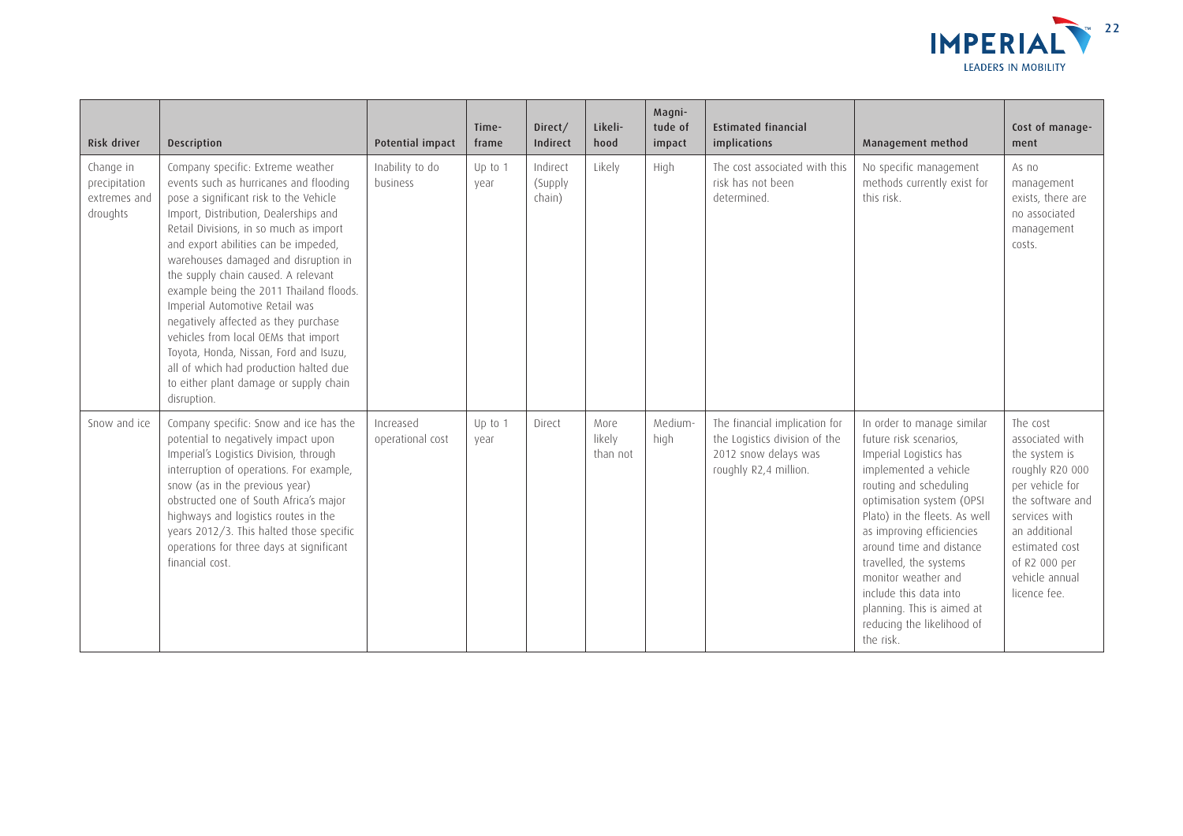| Risk driver | Description | Potential impact | Time-frame | Direct/ Indirect | Likeli-hood | Magni-tude of impact | Estimated financial implications | Management method | Cost of manage-ment |
|---|---|---|---|---|---|---|---|---|---|
| Change in precipitation extremes and droughts | Company specific: Extreme weather events such as hurricanes and flooding pose a significant risk to the Vehicle Import, Distribution, Dealerships and Retail Divisions, in so much as import and export abilities can be impeded, warehouses damaged and disruption in the supply chain caused. A relevant example being the 2011 Thailand floods. Imperial Automotive Retail was negatively affected as they purchase vehicles from local OEMs that import Toyota, Honda, Nissan, Ford and Isuzu, all of which had production halted due to either plant damage or supply chain disruption. | Inability to do business | Up to 1 year | Indirect (Supply chain) | Likely | High | The cost associated with this risk has not been determined. | No specific management methods currently exist for this risk. | As no management exists, there are no associated management costs. |
| Snow and ice | Company specific: Snow and ice has the potential to negatively impact upon Imperial's Logistics Division, through interruption of operations. For example, snow (as in the previous year) obstructed one of South Africa's major highways and logistics routes in the years 2012/3. This halted those specific operations for three days at significant financial cost. | Increased operational cost | Up to 1 year | Direct | More likely than not | Medium-high | The financial implication for the Logistics division of the 2012 snow delays was roughly R2,4 million. | In order to manage similar future risk scenarios, Imperial Logistics has implemented a vehicle routing and scheduling optimisation system (OPSI Plato) in the fleets. As well as improving efficiencies around time and distance travelled, the systems monitor weather and include this data into planning. This is aimed at reducing the likelihood of the risk. | The cost associated with the system is roughly R20 000 per vehicle for the software and services with an additional estimated cost of R2 000 per vehicle annual licence fee. |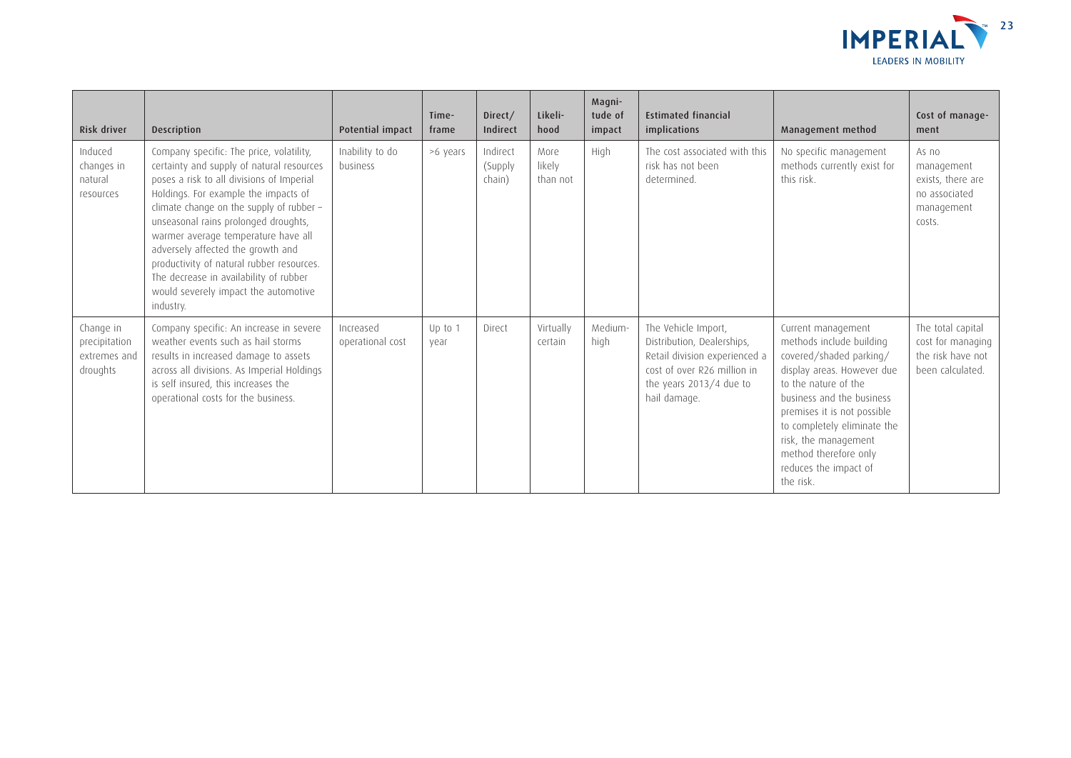| Risk driver | Description | Potential impact | Time-frame | Direct/ Indirect | Likeli-hood | Magni-tude of impact | Estimated financial implications | Management method | Cost of manage-ment |
|---|---|---|---|---|---|---|---|---|---|
| Induced changes in natural resources | Company specific: The price, volatility, certainty and supply of natural resources poses a risk to all divisions of Imperial Holdings. For example the impacts of climate change on the supply of rubber – unseasonal rains prolonged droughts, warmer average temperature have all adversely affected the growth and productivity of natural rubber resources. The decrease in availability of rubber would severely impact the automotive industry. | Inability to do business | >6 years | Indirect (Supply chain) | More likely than not | High | The cost associated with this risk has not been determined. | No specific management methods currently exist for this risk. | As no management exists, there are no associated management costs. |
| Change in precipitation extremes and droughts | Company specific: An increase in severe weather events such as hail storms results in increased damage to assets across all divisions. As Imperial Holdings is self insured, this increases the operational costs for the business. | Increased operational cost | Up to 1 year | Direct | Virtually certain | Medium-high | The Vehicle Import, Distribution, Dealerships, Retail division experienced a cost of over R26 million in the years 2013/4 due to hail damage. | Current management methods include building covered/shaded parking/ display areas. However due to the nature of the business and the business premises it is not possible to completely eliminate the risk, the management method therefore only reduces the impact of the risk. | The total capital cost for managing the risk have not been calculated. |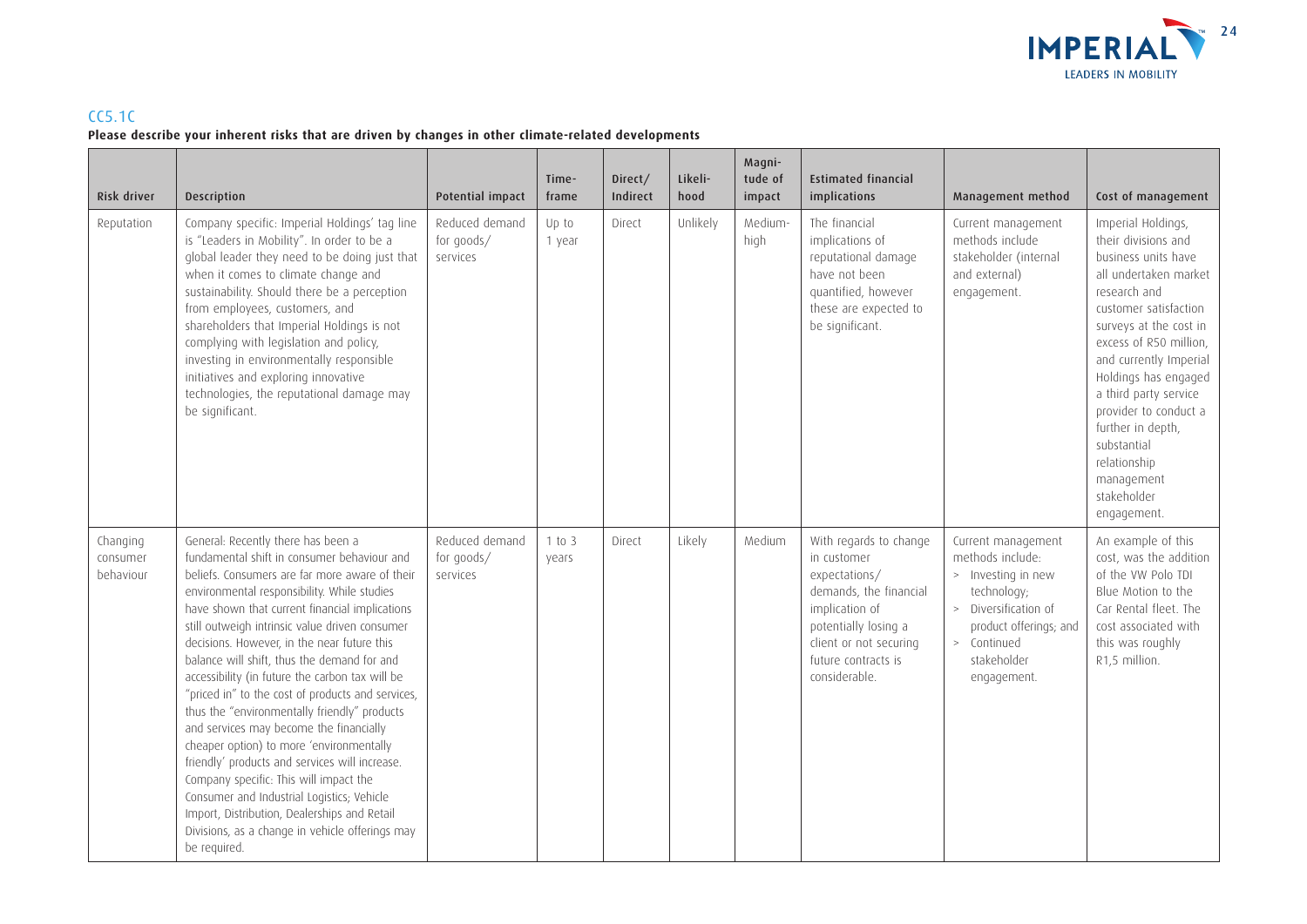## CC5.1C

**Please describe your inherent risks that are driven by changes in other climate-related developments**

| Risk driver | Description | Potential impact | Time-frame | Direct/ Indirect | Likeli-hood | Magni-tude of impact | Estimated financial implications | Management method | Cost of management |
|---|---|---|---|---|---|---|---|---|---|
| Reputation | Company specific: Imperial Holdings' tag line is "Leaders in Mobility". In order to be a global leader they need to be doing just that when it comes to climate change and sustainability. Should there be a perception from employees, customers, and shareholders that Imperial Holdings is not complying with legislation and policy, investing in environmentally responsible initiatives and exploring innovative technologies, the reputational damage may be significant. | Reduced demand for goods/ services | Up to 1 year | Direct | Unlikely | Medium-high | The financial implications of reputational damage have not been quantified, however these are expected to be significant. | Current management methods include stakeholder (internal and external) engagement. | Imperial Holdings, their divisions and business units have all undertaken market research and customer satisfaction surveys at the cost in excess of R50 million, and currently Imperial Holdings has engaged a third party service provider to conduct a further in depth, substantial relationship management stakeholder engagement. |
| Changing consumer behaviour | General: Recently there has been a fundamental shift in consumer behaviour and beliefs. Consumers are far more aware of their environmental responsibility. While studies have shown that current financial implications still outweigh intrinsic value driven consumer decisions. However, in the near future this balance will shift, thus the demand for and accessibility (in future the carbon tax will be "priced in" to the cost of products and services, thus the "environmentally friendly" products and services may become the financially cheaper option) to more 'environmentally friendly' products and services will increase. Company specific: This will impact the Consumer and Industrial Logistics; Vehicle Import, Distribution, Dealerships and Retail Divisions, as a change in vehicle offerings may be required. | Reduced demand for goods/ services | 1 to 3 years | Direct | Likely | Medium | With regards to change in customer expectations/ demands, the financial implication of potentially losing a client or not securing future contracts is considerable. | Current management methods include: > Investing in new technology; > Diversification of product offerings; and > Continued stakeholder engagement. | An example of this cost, was the addition of the VW Polo TDI Blue Motion to the Car Rental fleet. The cost associated with this was roughly R1,5 million. |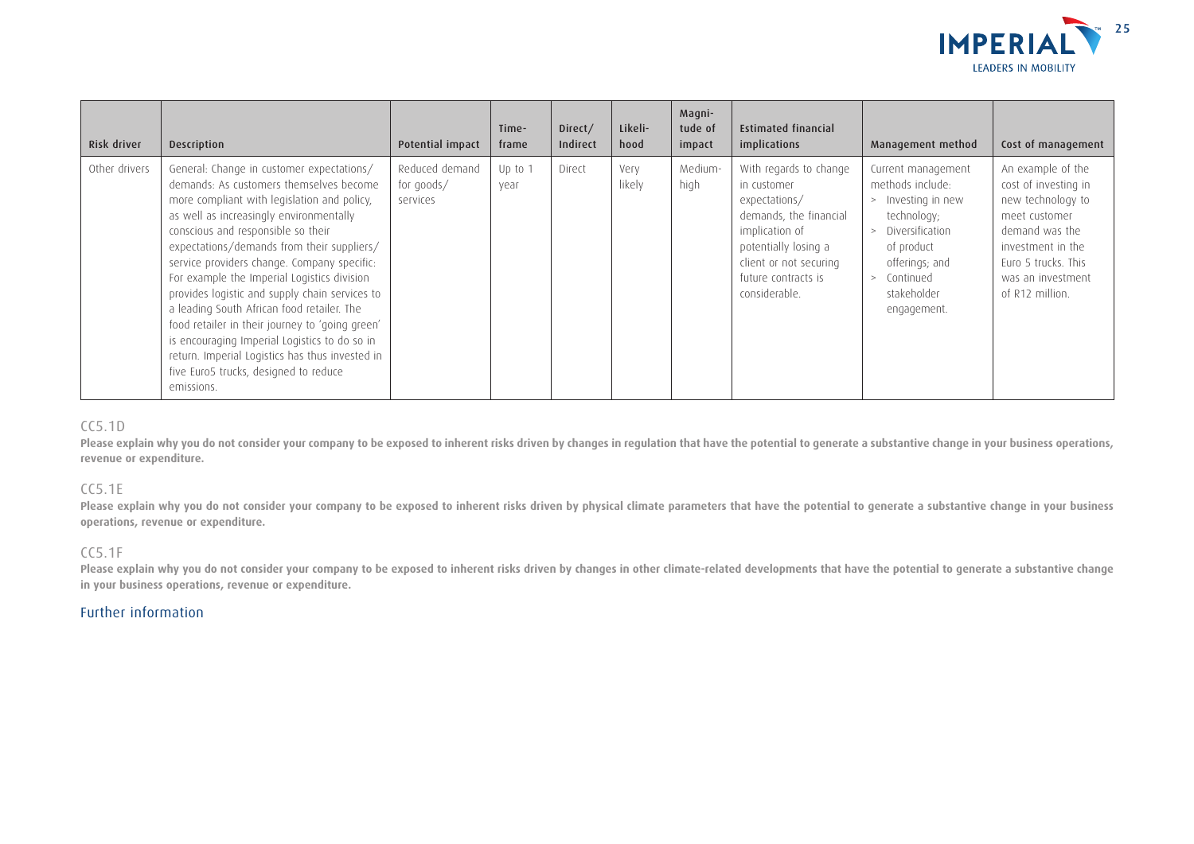| Risk driver | Description | Potential impact | Time-frame | Direct/ Indirect | Likeli-hood | Magni-tude of impact | Estimated financial implications | Management method | Cost of management |
|---|---|---|---|---|---|---|---|---|---|
| Other drivers | General: Change in customer expectations/ demands: As customers themselves become more compliant with legislation and policy, as well as increasingly environmentally conscious and responsible so their expectations/demands from their suppliers/ service providers change. Company specific: For example the Imperial Logistics division provides logistic and supply chain services to a leading South African food retailer. The food retailer in their journey to 'going green' is encouraging Imperial Logistics to do so in return. Imperial Logistics has thus invested in five Euro5 trucks, designed to reduce emissions. | Reduced demand for goods/ services | Up to 1 year | Direct | Very likely | Medium-high | With regards to change in customer expectations/ demands, the financial implication of potentially losing a client or not securing future contracts is considerable. | Current management methods include: > Investing in new technology; > Diversification of product offerings; and > Continued stakeholder engagement. | An example of the cost of investing in new technology to meet customer demand was the investment in the Euro 5 trucks. This was an investment of R12 million. |

## CC5.1D

**Please explain why you do not consider your company to be exposed to inherent risks driven by changes in regulation that have the potential to generate a substantive change in your business operations, revenue or expenditure.**

## CC5.1E

**Please explain why you do not consider your company to be exposed to inherent risks driven by physical climate parameters that have the potential to generate a substantive change in your business operations, revenue or expenditure.**

## CC5.1F

**Please explain why you do not consider your company to be exposed to inherent risks driven by changes in other climate-related developments that have the potential to generate a substantive change in your business operations, revenue or expenditure.**

## Further information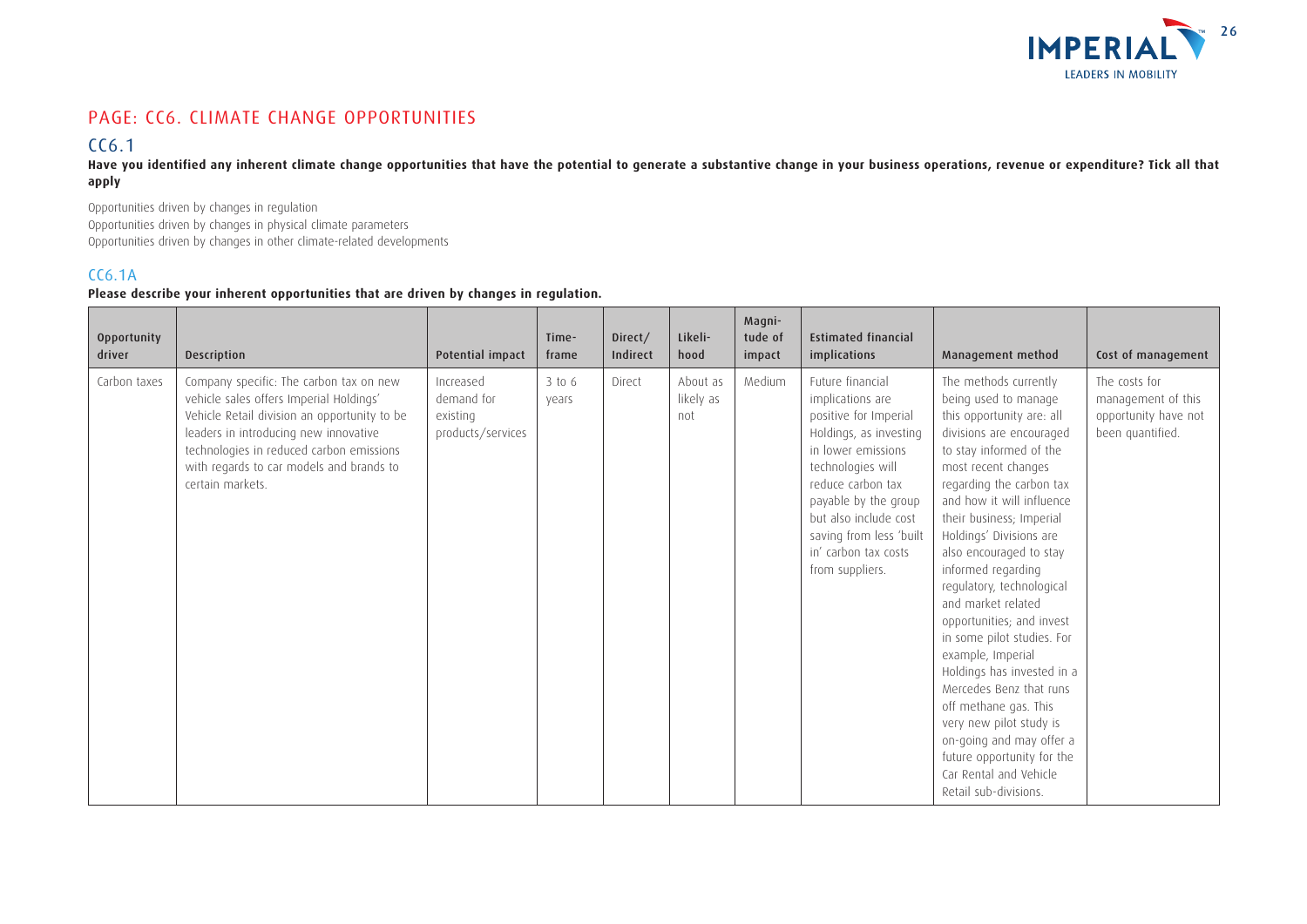# PAGE: CC6. CLIMATE CHANGE OPPORTUNITIES

## CC6.1

**Have you identified any inherent climate change opportunities that have the potential to generate a substantive change in your business operations, revenue or expenditure? Tick all that apply**

Opportunities driven by changes in regulation
Opportunities driven by changes in physical climate parameters
Opportunities driven by changes in other climate-related developments

## CC6.1A

**Please describe your inherent opportunities that are driven by changes in regulation.**

| Opportunity driver | Description | Potential impact | Timeframe | Direct/Indirect | Likelihood | Magnitude of impact | Estimated financial implications | Management method | Cost of management |
|---|---|---|---|---|---|---|---|---|---|
| Carbon taxes | Company specific: The carbon tax on new vehicle sales offers Imperial Holdings' Vehicle Retail division an opportunity to be leaders in introducing new innovative technologies in reduced carbon emissions with regards to car models and brands to certain markets. | Increased demand for existing products/services | 3 to 6 years | Direct | About as likely as not | Medium | Future financial implications are positive for Imperial Holdings, as investing in lower emissions technologies will reduce carbon tax payable by the group but also include cost saving from less 'built in' carbon tax costs from suppliers. | The methods currently being used to manage this opportunity are: all divisions are encouraged to stay informed of the most recent changes regarding the carbon tax and how it will influence their business; Imperial Holdings' Divisions are also encouraged to stay informed regarding regulatory, technological and market related opportunities; and invest in some pilot studies. For example, Imperial Holdings has invested in a Mercedes Benz that runs off methane gas. This very new pilot study is on-going and may offer a future opportunity for the Car Rental and Vehicle Retail sub-divisions. | The costs for management of this opportunity have not been quantified. |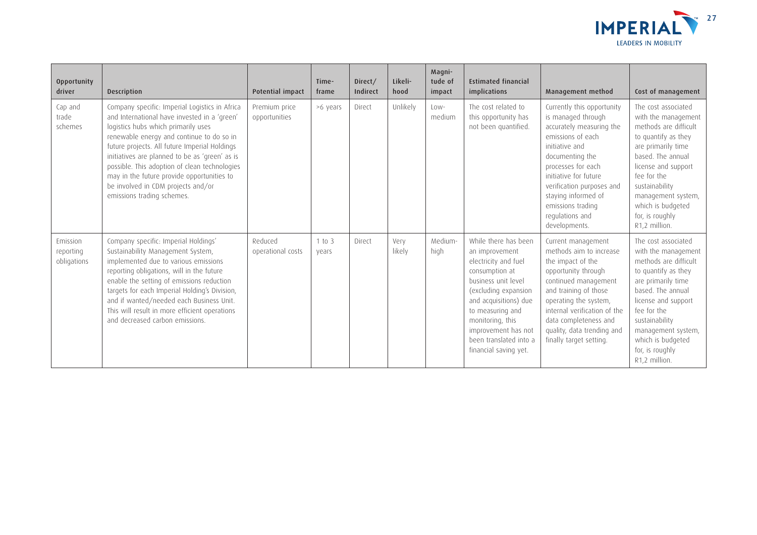| Opportunity driver | Description | Potential impact | Time-frame | Direct/ Indirect | Likeli-hood | Magni-tude of impact | Estimated financial implications | Management method | Cost of management |
|---|---|---|---|---|---|---|---|---|---|
| Cap and trade schemes | Company specific: Imperial Logistics in Africa and International have invested in a 'green' logistics hubs which primarily uses renewable energy and continue to do so in future projects. All future Imperial Holdings initiatives are planned to be as 'green' as is possible. This adoption of clean technologies may in the future provide opportunities to be involved in CDM projects and/or emissions trading schemes. | Premium price opportunities | >6 years | Direct | Unlikely | Low-medium | The cost related to this opportunity has not been quantified. | Currently this opportunity is managed through accurately measuring the emissions of each initiative and documenting the processes for each initiative for future verification purposes and staying informed of emissions trading regulations and developments. | The cost associated with the management methods are difficult to quantify as they are primarily time based. The annual license and support fee for the sustainability management system, which is budgeted for, is roughly R1,2 million. |
| Emission reporting obligations | Company specific: Imperial Holdings' Sustainability Management System, implemented due to various emissions reporting obligations, will in the future enable the setting of emissions reduction targets for each Imperial Holding's Division, and if wanted/needed each Business Unit. This will result in more efficient operations and decreased carbon emissions. | Reduced operational costs | 1 to 3 years | Direct | Very likely | Medium-high | While there has been an improvement electricity and fuel consumption at business unit level (excluding expansion and acquisitions) due to measuring and monitoring, this improvement has not been translated into a financial saving yet. | Current management methods aim to increase the impact of the opportunity through continued management and training of those operating the system, internal verification of the data completeness and quality, data trending and finally target setting. | The cost associated with the management methods are difficult to quantify as they are primarily time based. The annual license and support fee for the sustainability management system, which is budgeted for, is roughly R1,2 million. |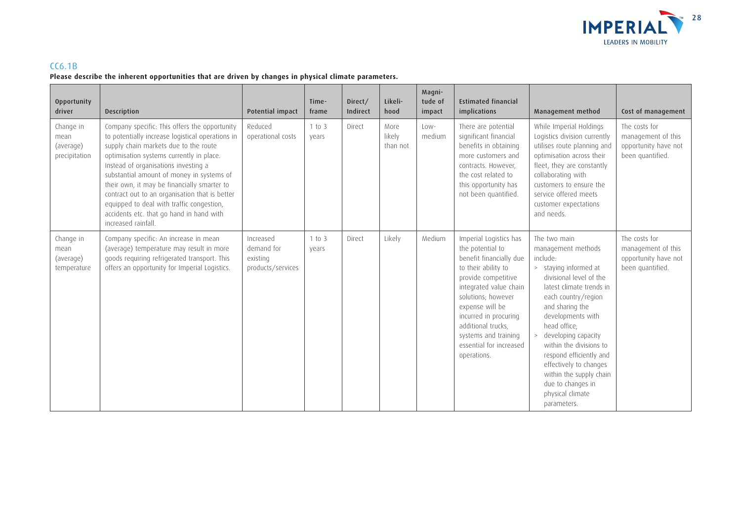## CC6.1B

**Please describe the inherent opportunities that are driven by changes in physical climate parameters.**

| Opportunity driver | Description | Potential impact | Timeframe | Direct/ Indirect | Likelihood | Magnitude of impact | Estimated financial implications | Management method | Cost of management |
|---|---|---|---|---|---|---|---|---|---|
| Change in mean (average) precipitation | Company specific: This offers the opportunity to potentially increase logistical operations in supply chain markets due to the route optimisation systems currently in place. Instead of organisations investing a substantial amount of money in systems of their own, it may be financially smarter to contract out to an organisation that is better equipped to deal with traffic congestion, accidents etc. that go hand in hand with increased rainfall. | Reduced operational costs | 1 to 3 years | Direct | More likely than not | Low-medium | There are potential significant financial benefits in obtaining more customers and contracts. However, the cost related to this opportunity has not been quantified. | While Imperial Holdings Logistics division currently utilises route planning and optimisation across their fleet, they are constantly collaborating with customers to ensure the service offered meets customer expectations and needs. | The costs for management of this opportunity have not been quantified. |
| Change in mean (average) temperature | Company specific: An increase in mean (average) temperature may result in more goods requiring refrigerated transport. This offers an opportunity for Imperial Logistics. | Increased demand for existing products/services | 1 to 3 years | Direct | Likely | Medium | Imperial Logistics has the potential to benefit financially due to their ability to provide competitive integrated value chain solutions; however expense will be incurred in procuring additional trucks, systems and training essential for increased operations. | The two main management methods include:<br>> staying informed at divisional level of the latest climate trends in each country/region and sharing the developments with head office;<br>> developing capacity within the divisions to respond efficiently and effectively to changes within the supply chain due to changes in physical climate parameters. | The costs for management of this opportunity have not been quantified. |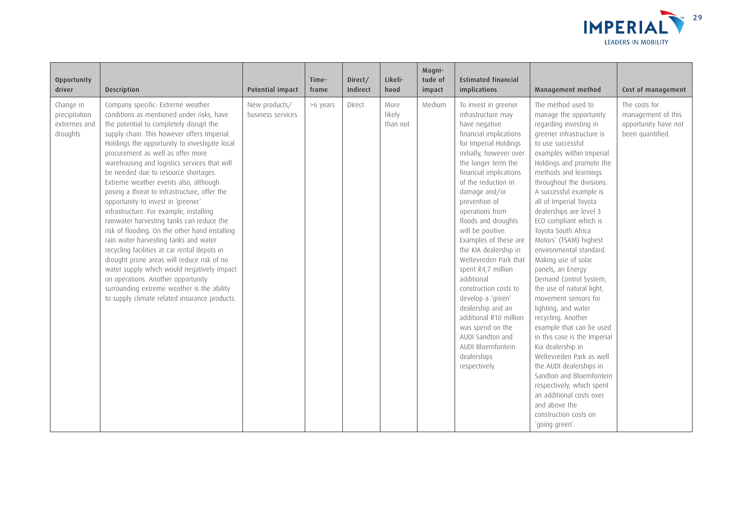| Opportunity driver | Description | Potential impact | Time-frame | Direct/ Indirect | Likeli-hood | Magni-tude of impact | Estimated financial implications | Management method | Cost of management |
|---|---|---|---|---|---|---|---|---|---|
| Change in precipitation extremes and droughts | Company specific: Extreme weather conditions as mentioned under risks, have the potential to completely disrupt the supply chain. This however offers Imperial Holdings the opportunity to investigate local procurement as well as offer more warehousing and logistics services that will be needed due to resource shortages. Extreme weather events also, although posing a threat to infrastructure, offer the opportunity to invest in 'greener' infrastructure. For example, installing rainwater harvesting tanks can reduce the risk of flooding. On the other hand installing rain water harvesting tanks and water recycling facilities at car rental depots in drought prone areas will reduce risk of no water supply which would negatively impact on operations. Another opportunity surrounding extreme weather is the ability to supply climate related insurance products. | New products/ business services | >6 years | Direct | More likely than not | Medium | To invest in greener infrastructure may have negative financial implications for Imperial Holdings initially, however over the longer term the financial implications of the reduction in damage and/or prevention of operations from floods and droughts will be positive. Examples of these are the KIA dealership in Weltevreden Park that spent R4,7 million additional construction costs to develop a 'green' dealership and an additional R10 million was spend on the AUDI Sandton and AUDI Bloemfontein dealerships respectively. | The method used to manage the opportunity regarding investing in greener infrastructure is to use successful examples within Imperial Holdings and promote the methods and learnings throughout the divisions. A successful example is all of Imperial Toyota dealerships are level 3 ECO compliant which is Toyota South Africa Motors' (TSAM) highest environmental standard. Making use of solar panels, an Energy Demand Control System, the use of natural light, movement sensors for lighting, and water recycling. Another example that can be used in this case is the Imperial Kia dealership in Weltevreden Park as well the AUDI dealerships in Sandton and Bloemfontein respectively, which spent an additional costs over and above the construction costs on 'going green'. | The costs for management of this opportunity have not been quantified. |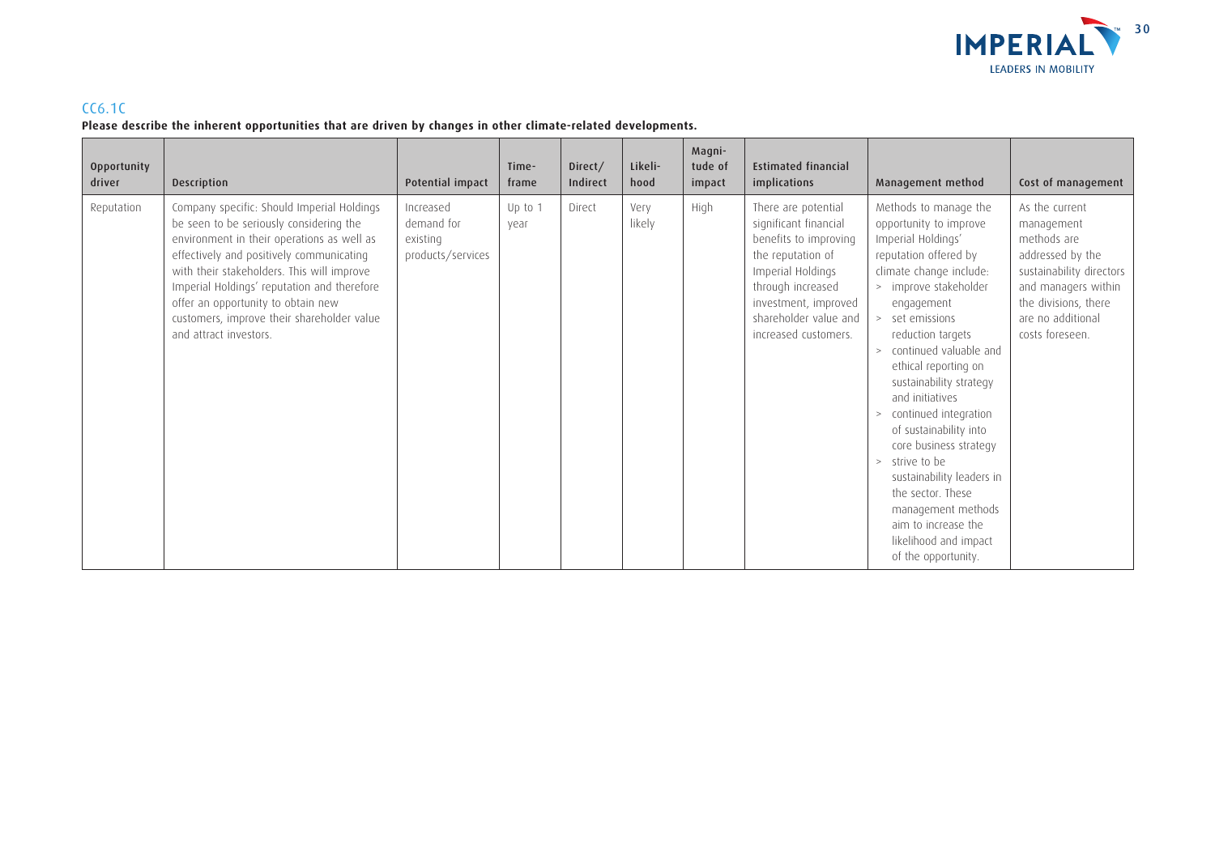## CC6.1C

**Please describe the inherent opportunities that are driven by changes in other climate-related developments.**

| Opportunity driver | Description | Potential impact | Time-frame | Direct/ Indirect | Likeli-hood | Magni-tude of impact | Estimated financial implications | Management method | Cost of management |
|---|---|---|---|---|---|---|---|---|---|
| Reputation | Company specific: Should Imperial Holdings be seen to be seriously considering the environment in their operations as well as effectively and positively communicating with their stakeholders. This will improve Imperial Holdings' reputation and therefore offer an opportunity to obtain new customers, improve their shareholder value and attract investors. | Increased demand for existing products/services | Up to 1 year | Direct | Very likely | High | There are potential significant financial benefits to improving the reputation of Imperial Holdings through increased investment, improved shareholder value and increased customers. | Methods to manage the opportunity to improve Imperial Holdings' reputation offered by climate change include: > improve stakeholder engagement > set emissions reduction targets > continued valuable and ethical reporting on sustainability strategy and initiatives > continued integration of sustainability into core business strategy > strive to be sustainability leaders in the sector. These management methods aim to increase the likelihood and impact of the opportunity. | As the current management methods are addressed by the sustainability directors and managers within the divisions, there are no additional costs foreseen. |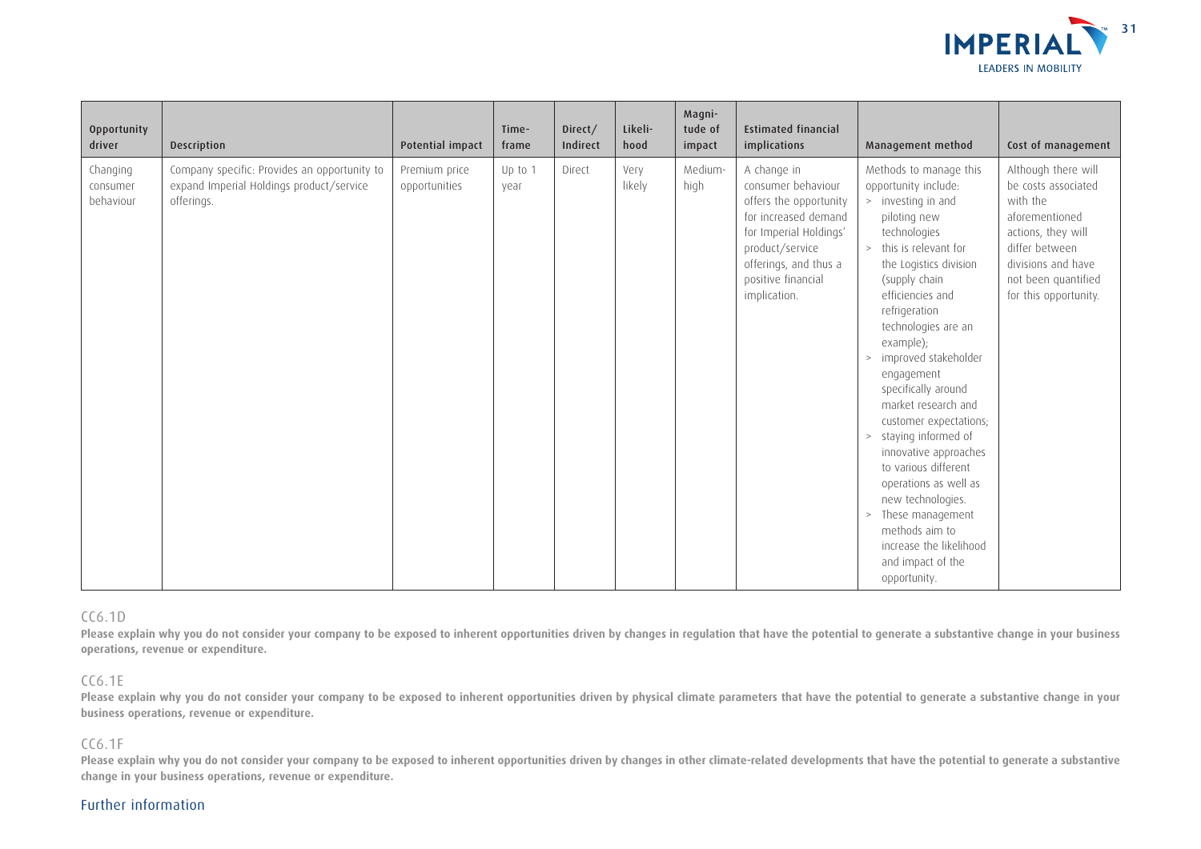| Opportunity driver | Description | Potential impact | Time-frame | Direct/ Indirect | Likeli-hood | Magni-tude of impact | Estimated financial implications | Management method | Cost of management |
|---|---|---|---|---|---|---|---|---|---|
| Changing consumer behaviour | Company specific: Provides an opportunity to expand Imperial Holdings product/service offerings. | Premium price opportunities | Up to 1 year | Direct | Very likely | Medium-high | A change in consumer behaviour offers the opportunity for increased demand for Imperial Holdings' product/service offerings, and thus a positive financial implication. | Methods to manage this opportunity include: > investing in and piloting new technologies > this is relevant for the Logistics division (supply chain efficiencies and refrigeration technologies are an example); > improved stakeholder engagement specifically around market research and customer expectations; > staying informed of innovative approaches to various different operations as well as new technologies. > These management methods aim to increase the likelihood and impact of the opportunity. | Although there will be costs associated with the aforementioned actions, they will differ between divisions and have not been quantified for this opportunity. |

### CC6.1D

**Please explain why you do not consider your company to be exposed to inherent opportunities driven by changes in regulation that have the potential to generate a substantive change in your business operations, revenue or expenditure.**

### CC6.1E

**Please explain why you do not consider your company to be exposed to inherent opportunities driven by physical climate parameters that have the potential to generate a substantive change in your business operations, revenue or expenditure.**

### CC6.1F

**Please explain why you do not consider your company to be exposed to inherent opportunities driven by changes in other climate-related developments that have the potential to generate a substantive change in your business operations, revenue or expenditure.**

## Further information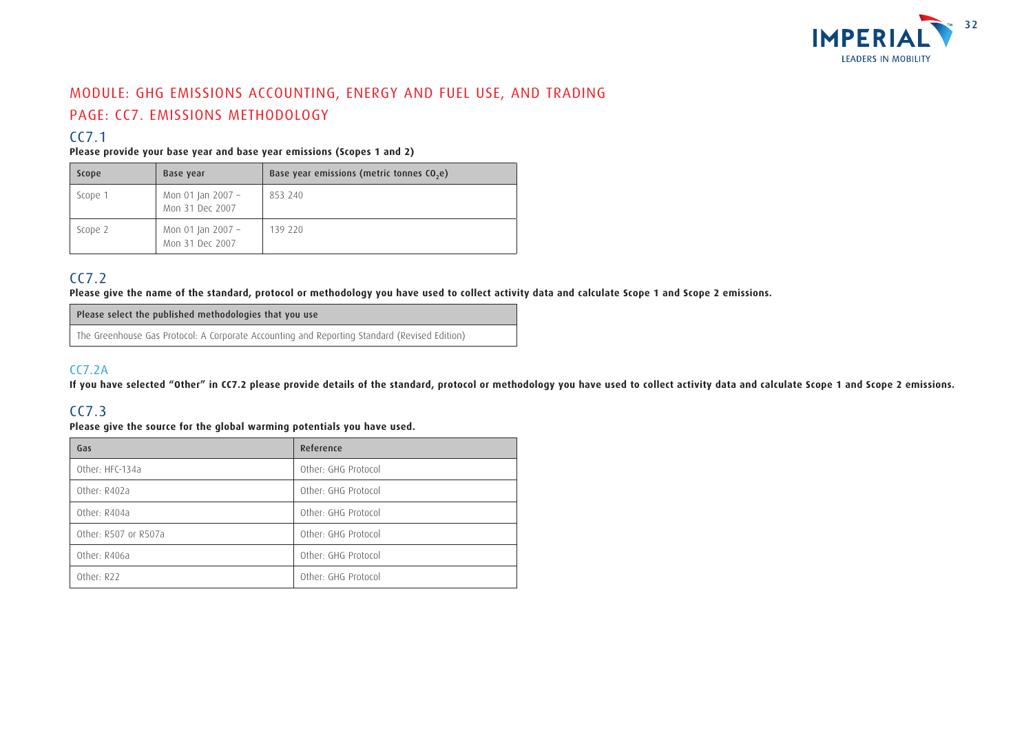# MODULE: GHG EMISSIONS ACCOUNTING, ENERGY AND FUEL USE, AND TRADING

# PAGE: CC7. EMISSIONS METHODOLOGY

## CC7.1

**Please provide your base year and base year emissions (Scopes 1 and 2)**

| Scope | Base year | Base year emissions (metric tonnes $CO_2e$) |
|---|---|---|
| Scope 1 | Mon 01 Jan 2007 – Mon 31 Dec 2007 | 853 240 |
| Scope 2 | Mon 01 Jan 2007 – Mon 31 Dec 2007 | 139 220 |

## CC7.2

**Please give the name of the standard, protocol or methodology you have used to collect activity data and calculate Scope 1 and Scope 2 emissions.**

| Please select the published methodologies that you use |
|---|
| The Greenhouse Gas Protocol: A Corporate Accounting and Reporting Standard (Revised Edition) |

## CC7.2A

**If you have selected "Other" in CC7.2 please provide details of the standard, protocol or methodology you have used to collect activity data and calculate Scope 1 and Scope 2 emissions.**

## CC7.3

**Please give the source for the global warming potentials you have used.**

| Gas | Reference |
|---|---|
| Other: HFC-134a | Other: GHG Protocol |
| Other: R402a | Other: GHG Protocol |
| Other: R404a | Other: GHG Protocol |
| Other: R507 or R507a | Other: GHG Protocol |
| Other: R406a | Other: GHG Protocol |
| Other: R22 | Other: GHG Protocol |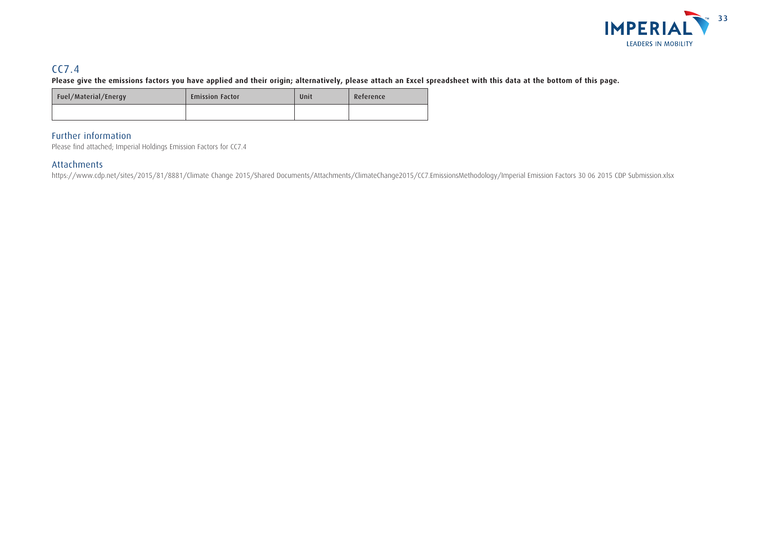## CC7.4

**Please give the emissions factors you have applied and their origin; alternatively, please attach an Excel spreadsheet with this data at the bottom of this page.**

| Fuel/Material/Energy | Emission Factor | Unit | Reference |
| --- | --- | --- | --- |
| | | | |

### Further information

Please find attached; Imperial Holdings Emission Factors for CC7.4

### Attachments

https://www.cdp.net/sites/2015/81/8881/Climate Change 2015/Shared Documents/Attachments/ClimateChange2015/CC7.EmissionsMethodology/Imperial Emission Factors 30 06 2015 CDP Submission.xlsx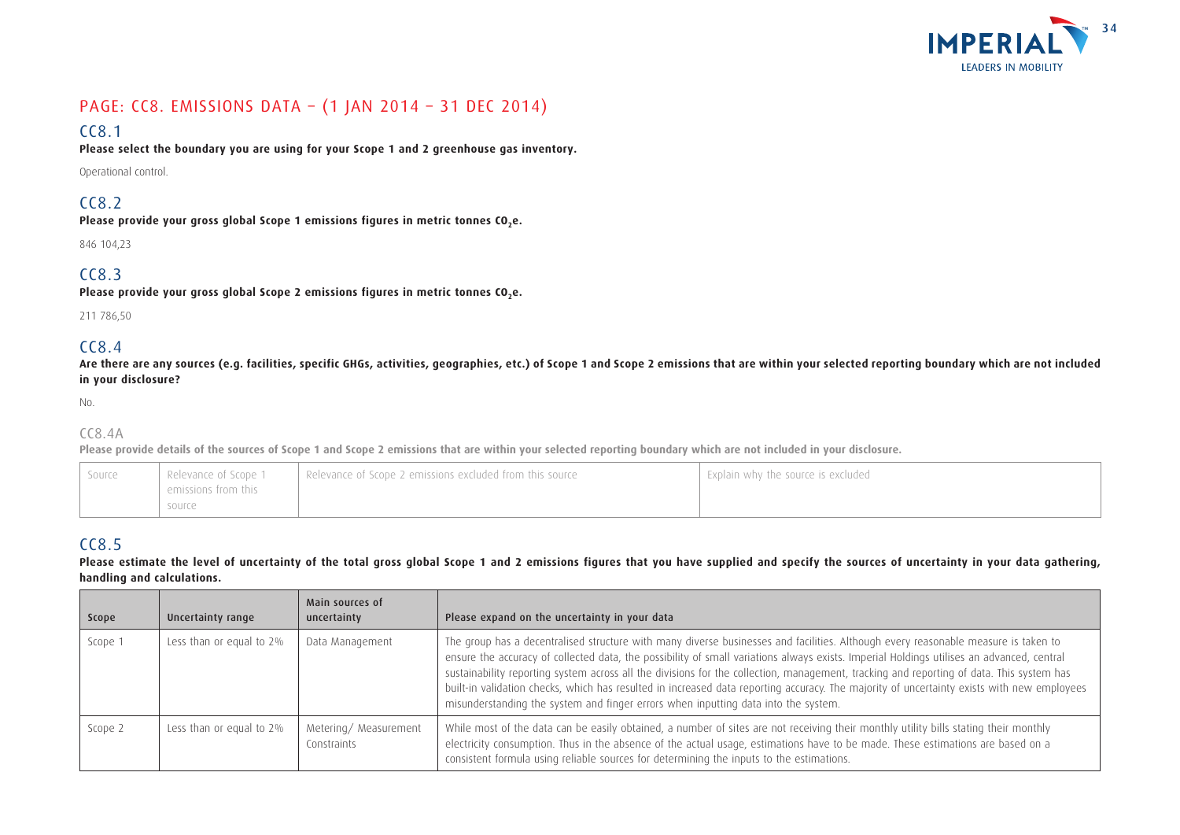# PAGE: CC8. EMISSIONS DATA – (1 JAN 2014 – 31 DEC 2014)

## CC8.1

**Please select the boundary you are using for your Scope 1 and 2 greenhouse gas inventory.**

Operational control.

## CC8.2

**Please provide your gross global Scope 1 emissions figures in metric tonnes $CO_2e$.**

846 104,23

## CC8.3

**Please provide your gross global Scope 2 emissions figures in metric tonnes $CO_2e$.**

211 786,50

## CC8.4

**Are there are any sources (e.g. facilities, specific GHGs, activities, geographies, etc.) of Scope 1 and Scope 2 emissions that are within your selected reporting boundary which are not included in your disclosure?**

No.

### CC8.4A

**Please provide details of the sources of Scope 1 and Scope 2 emissions that are within your selected reporting boundary which are not included in your disclosure.**

| Source | Relevance of Scope 1 emissions from this source | Relevance of Scope 2 emissions excluded from this source | Explain why the source is excluded |
|---|---|---|---|

## CC8.5

**Please estimate the level of uncertainty of the total gross global Scope 1 and 2 emissions figures that you have supplied and specify the sources of uncertainty in your data gathering, handling and calculations.**

| Scope | Uncertainty range | Main sources of uncertainty | Please expand on the uncertainty in your data |
|---|---|---|---|
| Scope 1 | Less than or equal to 2% | Data Management | The group has a decentralised structure with many diverse businesses and facilities. Although every reasonable measure is taken to ensure the accuracy of collected data, the possibility of small variations always exists. Imperial Holdings utilises an advanced, central sustainability reporting system across all the divisions for the collection, management, tracking and reporting of data. This system has built-in validation checks, which has resulted in increased data reporting accuracy. The majority of uncertainty exists with new employees misunderstanding the system and finger errors when inputting data into the system. |
| Scope 2 | Less than or equal to 2% | Metering/ Measurement Constraints | While most of the data can be easily obtained, a number of sites are not receiving their monthly utility bills stating their monthly electricity consumption. Thus in the absence of the actual usage, estimations have to be made. These estimations are based on a consistent formula using reliable sources for determining the inputs to the estimations. |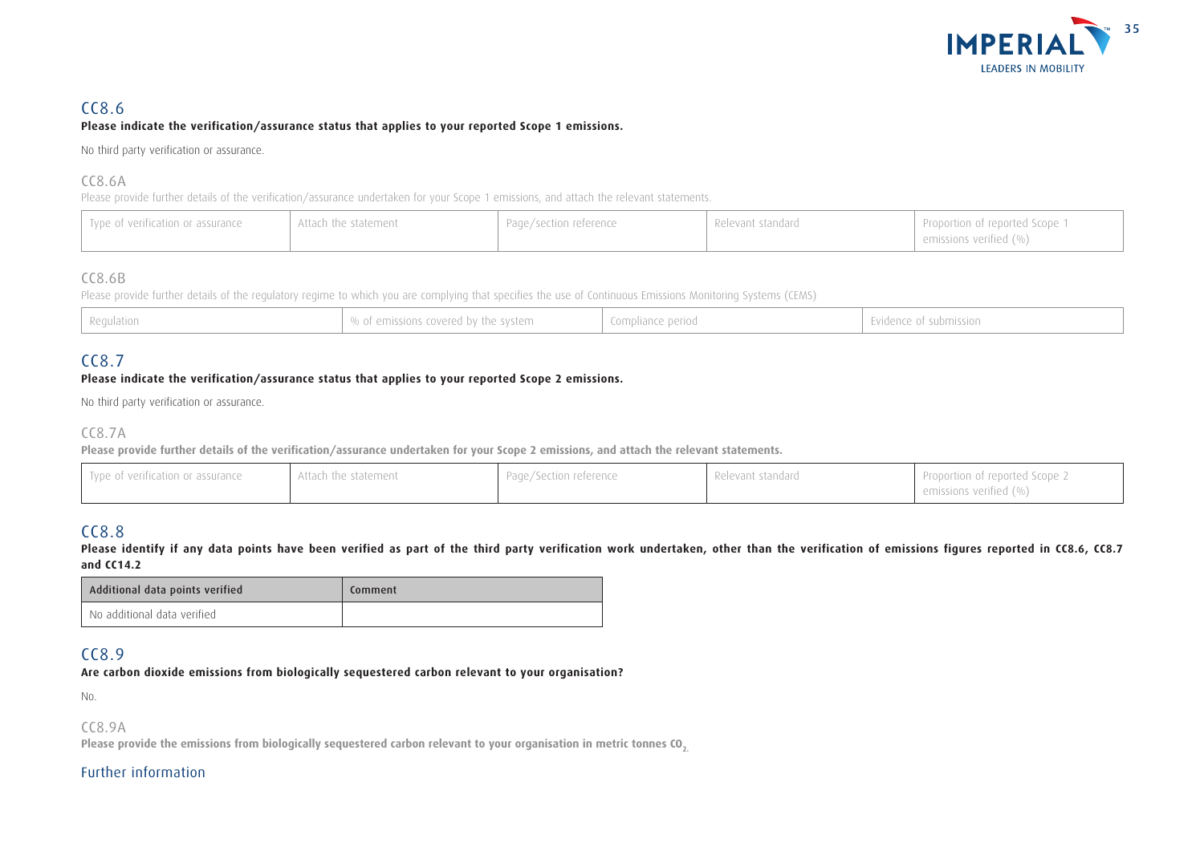## CC8.6

**Please indicate the verification/assurance status that applies to your reported Scope 1 emissions.**

No third party verification or assurance.

### CC8.6A

Please provide further details of the verification/assurance undertaken for your Scope 1 emissions, and attach the relevant statements.

| Type of verification or assurance | Attach the statement | Page/section reference | Relevant standard | Proportion of reported Scope 1 emissions verified (%) |
|---|---|---|---|---|

### CC8.6B

Please provide further details of the regulatory regime to which you are complying that specifies the use of Continuous Emissions Monitoring Systems (CEMS)

| Regulation | % of emissions covered by the system | Compliance period | Evidence of submission |
|---|---|---|---|

## CC8.7

**Please indicate the verification/assurance status that applies to your reported Scope 2 emissions.**

No third party verification or assurance.

### CC8.7A

**Please provide further details of the verification/assurance undertaken for your Scope 2 emissions, and attach the relevant statements.**

| Type of verification or assurance | Attach the statement | Page/Section reference | Relevant standard | Proportion of reported Scope 2 emissions verified (%) |
|---|---|---|---|---|

## CC8.8

**Please identify if any data points have been verified as part of the third party verification work undertaken, other than the verification of emissions figures reported in CC8.6, CC8.7 and CC14.2**

| Additional data points verified | Comment |
|---|---|
| No additional data verified | |

## CC8.9

**Are carbon dioxide emissions from biologically sequestered carbon relevant to your organisation?**

No.

### CC8.9A

**Please provide the emissions from biologically sequestered carbon relevant to your organisation in metric tonnes $CO_2$.**

## Further information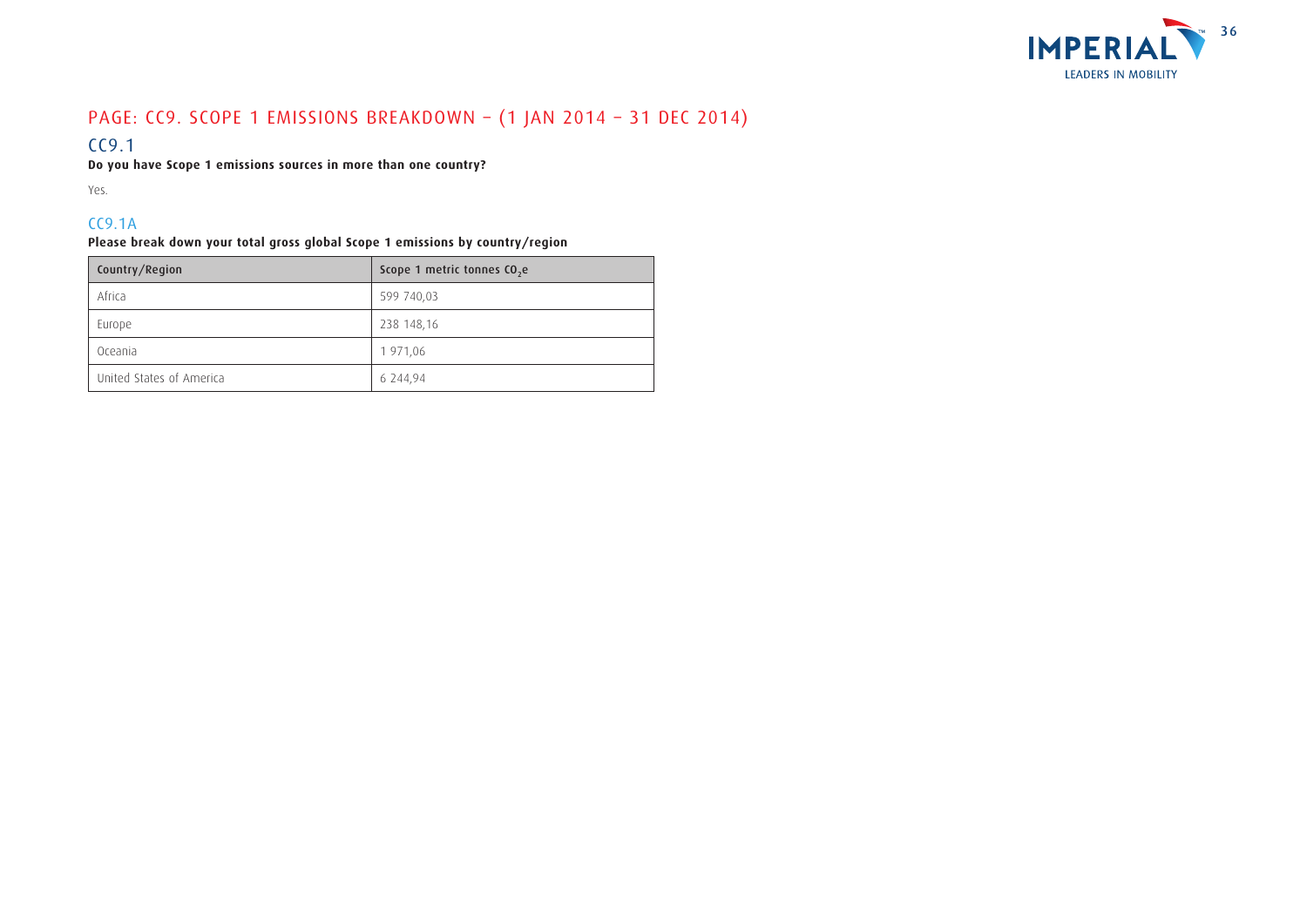## PAGE: CC9. SCOPE 1 EMISSIONS BREAKDOWN – (1 JAN 2014 – 31 DEC 2014)

### CC9.1

**Do you have Scope 1 emissions sources in more than one country?**

Yes.

### CC9.1A

**Please break down your total gross global Scope 1 emissions by country/region**

| Country/Region | Scope 1 metric tonnes $CO_2e$ |
| --- | --- |
| Africa | 599 740,03 |
| Europe | 238 148,16 |
| Oceania | 1 971,06 |
| United States of America | 6 244,94 |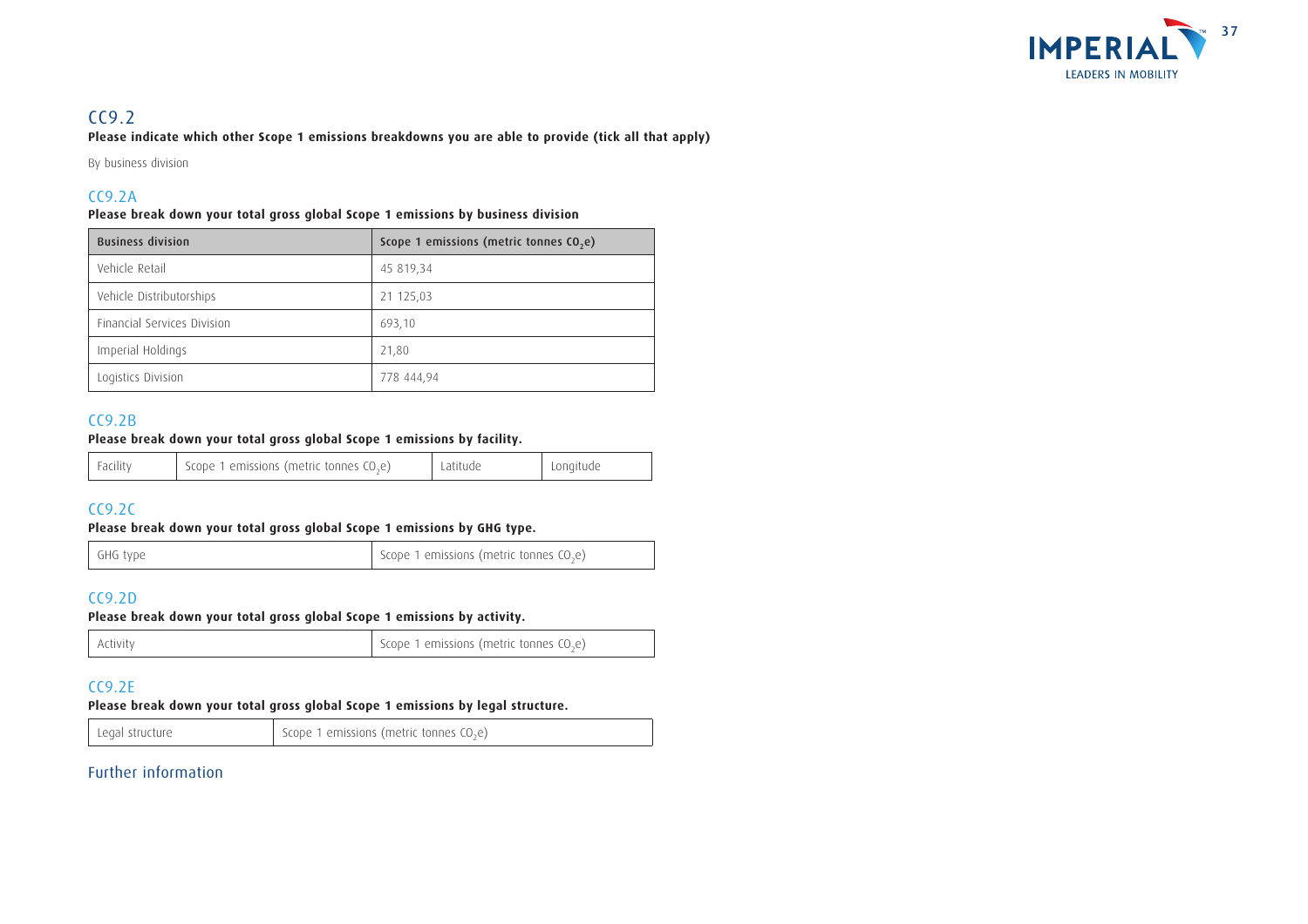## CC9.2

**Please indicate which other Scope 1 emissions breakdowns you are able to provide (tick all that apply)**

By business division

### CC9.2A

**Please break down your total gross global Scope 1 emissions by business division**

| Business division | Scope 1 emissions (metric tonnes $CO_2e$) |
|---|---|
| Vehicle Retail | 45 819,34 |
| Vehicle Distributorships | 21 125,03 |
| Financial Services Division | 693,10 |
| Imperial Holdings | 21,80 |
| Logistics Division | 778 444,94 |

### CC9.2B

**Please break down your total gross global Scope 1 emissions by facility.**

| Facility | Scope 1 emissions (metric tonnes $CO_2e$) | Latitude | Longitude |
|---|---|---|---|

### CC9.2C

**Please break down your total gross global Scope 1 emissions by GHG type.**

| GHG type | Scope 1 emissions (metric tonnes $CO_2e$) |
|---|---|

### CC9.2D

**Please break down your total gross global Scope 1 emissions by activity.**

| Activity | Scope 1 emissions (metric tonnes $CO_2e$) |
|---|---|

### CC9.2E

**Please break down your total gross global Scope 1 emissions by legal structure.**

| Legal structure | Scope 1 emissions (metric tonnes $CO_2e$) |
|---|---|

## Further information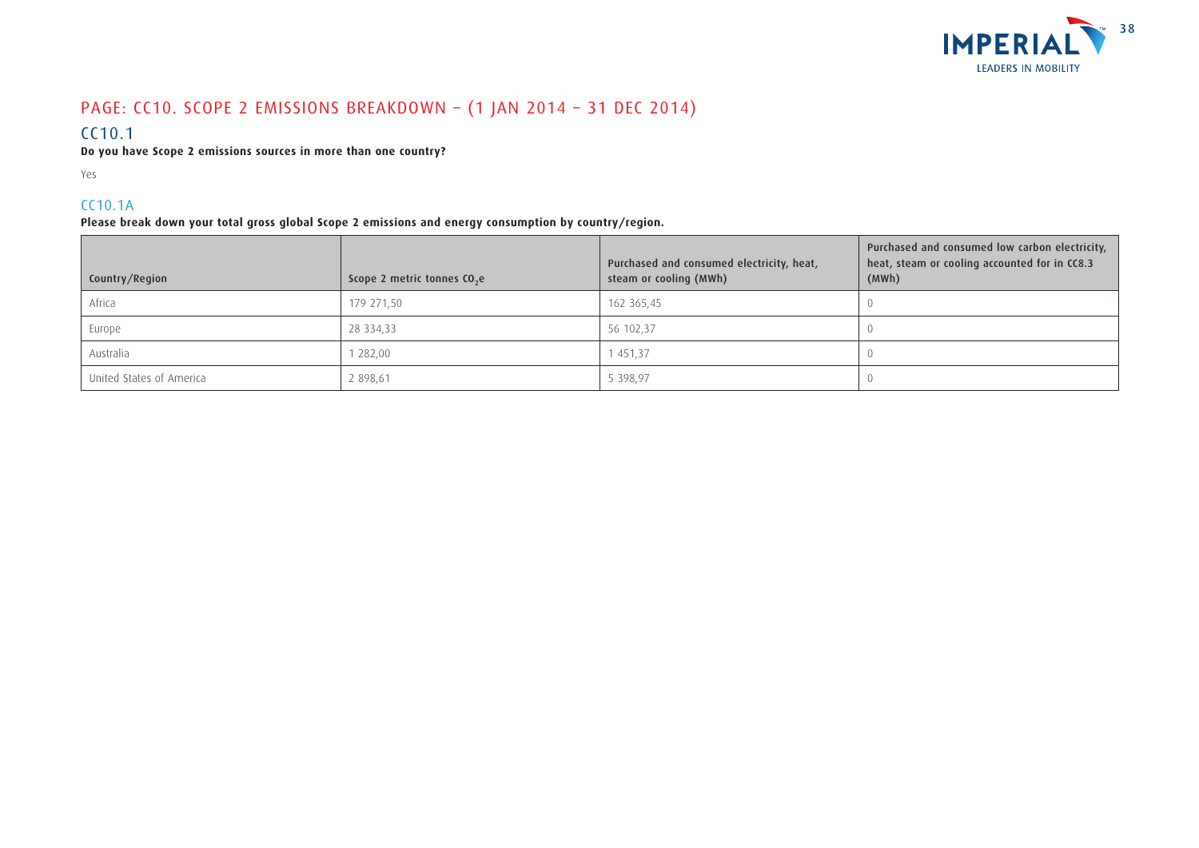# PAGE: CC10. SCOPE 2 EMISSIONS BREAKDOWN – (1 JAN 2014 – 31 DEC 2014)

## CC10.1

**Do you have Scope 2 emissions sources in more than one country?**

Yes

### CC10.1A

**Please break down your total gross global Scope 2 emissions and energy consumption by country/region.**

| Country/Region | Scope 2 metric tonnes $CO_2e$ | Purchased and consumed electricity, heat, steam or cooling (MWh) | Purchased and consumed low carbon electricity, heat, steam or cooling accounted for in CC8.3 (MWh) |
|---|---|---|---|
| Africa | 179 271,50 | 162 365,45 | 0 |
| Europe | 28 334,33 | 56 102,37 | 0 |
| Australia | 1 282,00 | 1 451,37 | 0 |
| United States of America | 2 898,61 | 5 398,97 | 0 |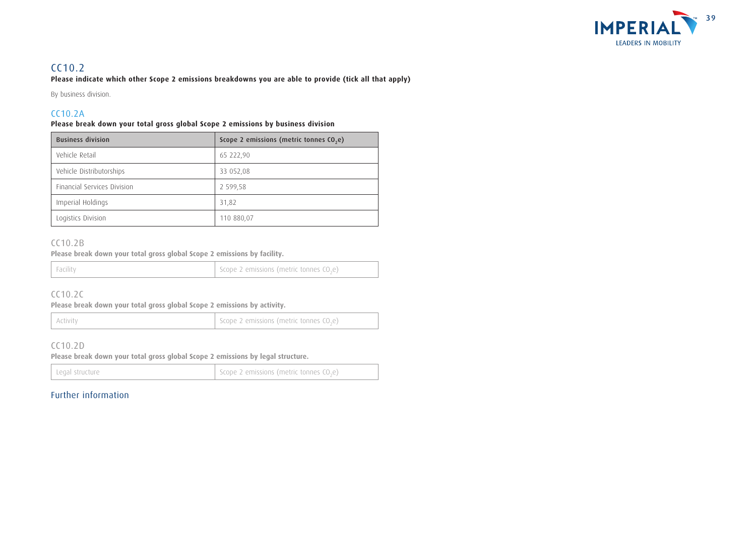## CC10.2

**Please indicate which other Scope 2 emissions breakdowns you are able to provide (tick all that apply)**

By business division.

### CC10.2A

**Please break down your total gross global Scope 2 emissions by business division**

| Business division | Scope 2 emissions (metric tonnes $CO_2e$) |
|---|---|
| Vehicle Retail | 65 222,90 |
| Vehicle Distributorships | 33 052,08 |
| Financial Services Division | 2 599,58 |
| Imperial Holdings | 31,82 |
| Logistics Division | 110 880,07 |

### CC10.2B

**Please break down your total gross global Scope 2 emissions by facility.**

| Facility | Scope 2 emissions (metric tonnes $CO_2e$) |
|---|---|

### CC10.2C

**Please break down your total gross global Scope 2 emissions by activity.**

| Activity | Scope 2 emissions (metric tonnes $CO_2e$) |
|---|---|

### CC10.2D

**Please break down your total gross global Scope 2 emissions by legal structure.**

| Legal structure | Scope 2 emissions (metric tonnes $CO_2e$) |
|---|---|

### Further information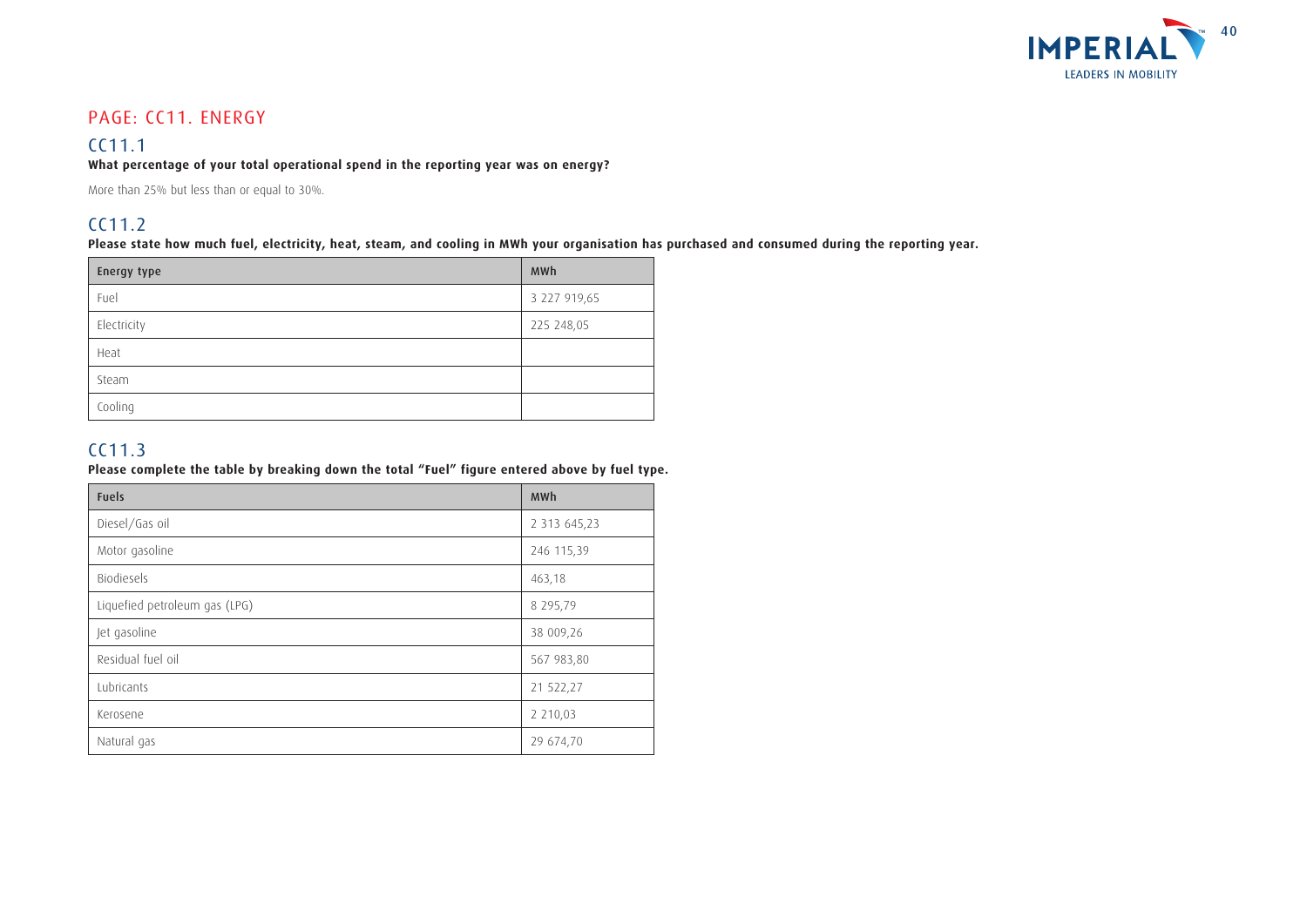# PAGE: CC11. ENERGY

## CC11.1

**What percentage of your total operational spend in the reporting year was on energy?**

More than 25% but less than or equal to 30%.

## CC11.2

**Please state how much fuel, electricity, heat, steam, and cooling in MWh your organisation has purchased and consumed during the reporting year.**

| Energy type | MWh |
|---|---|
| Fuel | 3 227 919,65 |
| Electricity | 225 248,05 |
| Heat | |
| Steam | |
| Cooling | |

## CC11.3

**Please complete the table by breaking down the total "Fuel" figure entered above by fuel type.**

| Fuels | MWh |
|---|---|
| Diesel/Gas oil | 2 313 645,23 |
| Motor gasoline | 246 115,39 |
| Biodiesels | 463,18 |
| Liquefied petroleum gas (LPG) | 8 295,79 |
| Jet gasoline | 38 009,26 |
| Residual fuel oil | 567 983,80 |
| Lubricants | 21 522,27 |
| Kerosene | 2 210,03 |
| Natural gas | 29 674,70 |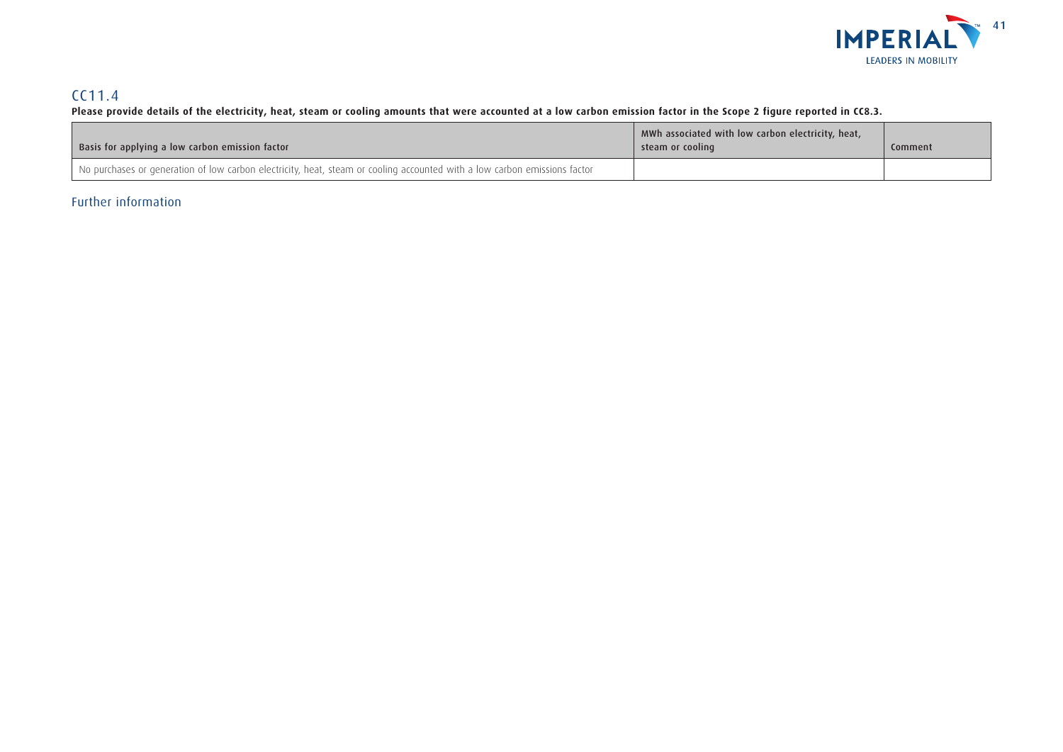## CC11.4

**Please provide details of the electricity, heat, steam or cooling amounts that were accounted at a low carbon emission factor in the Scope 2 figure reported in CC8.3.**

| Basis for applying a low carbon emission factor | MWh associated with low carbon electricity, heat, steam or cooling | Comment |
|---|---|---|
| No purchases or generation of low carbon electricity, heat, steam or cooling accounted with a low carbon emissions factor | | |

## Further information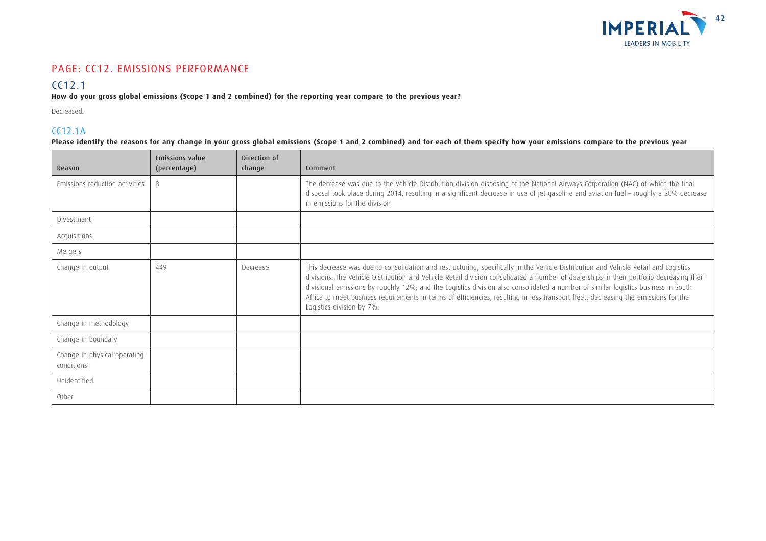# PAGE: CC12. EMISSIONS PERFORMANCE

## CC12.1

**How do your gross global emissions (Scope 1 and 2 combined) for the reporting year compare to the previous year?**

Decreased.

## CC12.1A

**Please identify the reasons for any change in your gross global emissions (Scope 1 and 2 combined) and for each of them specify how your emissions compare to the previous year**

| Reason | Emissions value (percentage) | Direction of change | Comment |
|---|---|---|---|
| Emissions reduction activities | 8 | | The decrease was due to the Vehicle Distribution division disposing of the National Airways Corporation (NAC) of which the final disposal took place during 2014, resulting in a significant decrease in use of jet gasoline and aviation fuel – roughly a 50% decrease in emissions for the division |
| Divestment | | | |
| Acquisitions | | | |
| Mergers | | | |
| Change in output | 449 | Decrease | This decrease was due to consolidation and restructuring, specifically in the Vehicle Distribution and Vehicle Retail and Logistics divisions. The Vehicle Distribution and Vehicle Retail division consolidated a number of dealerships in their portfolio decreasing their divisional emissions by roughly 12%; and the Logistics division also consolidated a number of similar logistics business in South Africa to meet business requirements in terms of efficiencies, resulting in less transport fleet, decreasing the emissions for the Logistics division by 7%. |
| Change in methodology | | | |
| Change in boundary | | | |
| Change in physical operating conditions | | | |
| Unidentified | | | |
| Other | | | |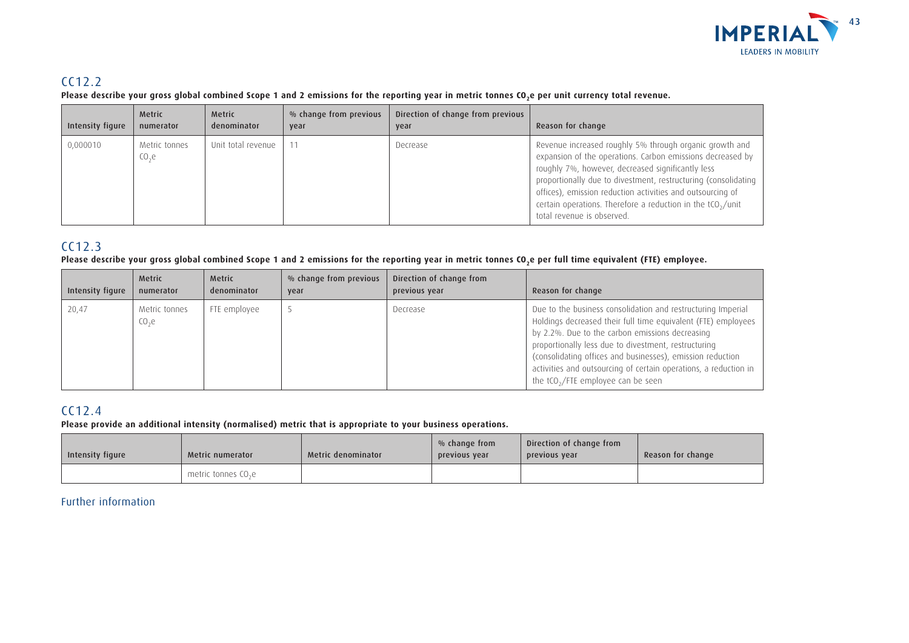## CC12.2

**Please describe your gross global combined Scope 1 and 2 emissions for the reporting year in metric tonnes $CO_2e$ per unit currency total revenue.**

| Intensity figure | Metric numerator | Metric denominator | % change from previous year | Direction of change from previous year | Reason for change |
|---|---|---|---|---|---|
| 0,000010 | Metric tonnes $CO_2e$ | Unit total revenue | 11 | Decrease | Revenue increased roughly 5% through organic growth and expansion of the operations. Carbon emissions decreased by roughly 7%, however, decreased significantly less proportionally due to divestment, restructuring (consolidating offices), emission reduction activities and outsourcing of certain operations. Therefore a reduction in the $tCO_2$/unit total revenue is observed. |

## CC12.3

**Please describe your gross global combined Scope 1 and 2 emissions for the reporting year in metric tonnes $CO_2e$ per full time equivalent (FTE) employee.**

| Intensity figure | Metric numerator | Metric denominator | % change from previous year | Direction of change from previous year | Reason for change |
|---|---|---|---|---|---|
| 20,47 | Metric tonnes $CO_2e$ | FTE employee | 5 | Decrease | Due to the business consolidation and restructuring Imperial Holdings decreased their full time equivalent (FTE) employees by 2.2%. Due to the carbon emissions decreasing proportionally less due to divestment, restructuring (consolidating offices and businesses), emission reduction activities and outsourcing of certain operations, a reduction in the $tCO_2$/FTE employee can be seen |

## CC12.4

**Please provide an additional intensity (normalised) metric that is appropriate to your business operations.**

| Intensity figure | Metric numerator | Metric denominator | % change from previous year | Direction of change from previous year | Reason for change |
|---|---|---|---|---|---|
| | metric tonnes $CO_2e$ | | | | |

### Further information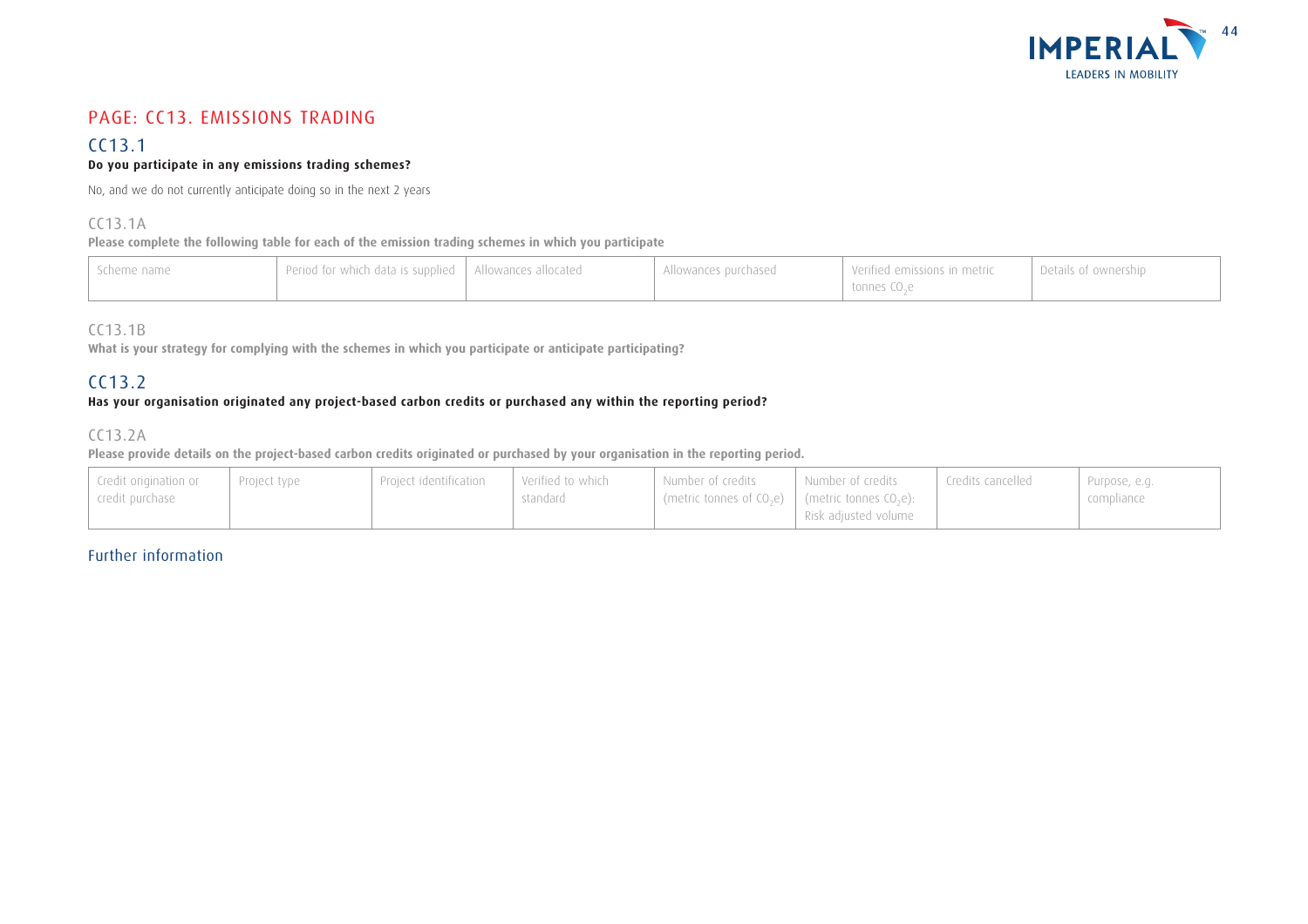## PAGE: CC13. EMISSIONS TRADING

### CC13.1

**Do you participate in any emissions trading schemes?**

No, and we do not currently anticipate doing so in the next 2 years

### CC13.1A

**Please complete the following table for each of the emission trading schemes in which you participate**

| Scheme name | Period for which data is supplied | Allowances allocated | Allowances purchased | Verified emissions in metric tonnes $CO_2e$ | Details of ownership |
|---|---|---|---|---|---|

### CC13.1B

**What is your strategy for complying with the schemes in which you participate or anticipate participating?**

### CC13.2

**Has your organisation originated any project-based carbon credits or purchased any within the reporting period?**

### CC13.2A

**Please provide details on the project-based carbon credits originated or purchased by your organisation in the reporting period.**

| Credit origination or credit purchase | Project type | Project identification | Verified to which standard | Number of credits (metric tonnes of $CO_2e$) | Number of credits (metric tonnes $CO_2e$): Risk adjusted volume | Credits cancelled | Purpose, e.g. compliance |
|---|---|---|---|---|---|---|---|

### Further information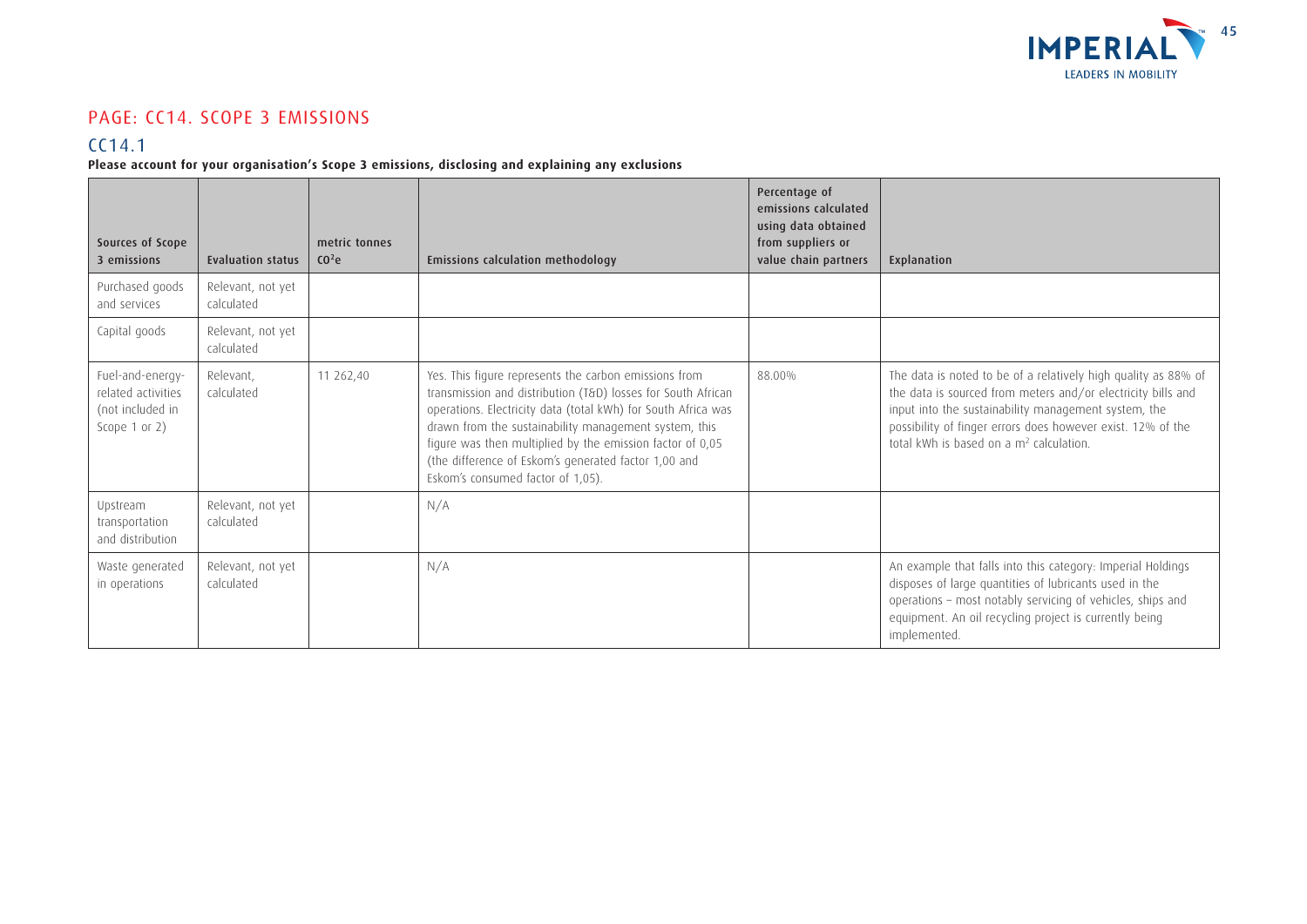## PAGE: CC14. SCOPE 3 EMISSIONS

### CC14.1

**Please account for your organisation's Scope 3 emissions, disclosing and explaining any exclusions**

| Sources of Scope 3 emissions | Evaluation status | metric tonnes $CO_2e$ | Emissions calculation methodology | Percentage of emissions calculated using data obtained from suppliers or value chain partners | Explanation |
|---|---|---|---|---|---|
| Purchased goods and services | Relevant, not yet calculated | | | | |
| Capital goods | Relevant, not yet calculated | | | | |
| Fuel-and-energy-related activities (not included in Scope 1 or 2) | Relevant, calculated | 11 262,40 | Yes. This figure represents the carbon emissions from transmission and distribution (T&D) losses for South African operations. Electricity data (total kWh) for South Africa was drawn from the sustainability management system, this figure was then multiplied by the emission factor of 0,05 (the difference of Eskom's generated factor 1,00 and Eskom's consumed factor of 1,05). | 88.00% | The data is noted to be of a relatively high quality as 88% of the data is sourced from meters and/or electricity bills and input into the sustainability management system, the possibility of finger errors does however exist. 12% of the total kWh is based on a $m^2$ calculation. |
| Upstream transportation and distribution | Relevant, not yet calculated | | N/A | | |
| Waste generated in operations | Relevant, not yet calculated | | N/A | | An example that falls into this category: Imperial Holdings disposes of large quantities of lubricants used in the operations – most notably servicing of vehicles, ships and equipment. An oil recycling project is currently being implemented. |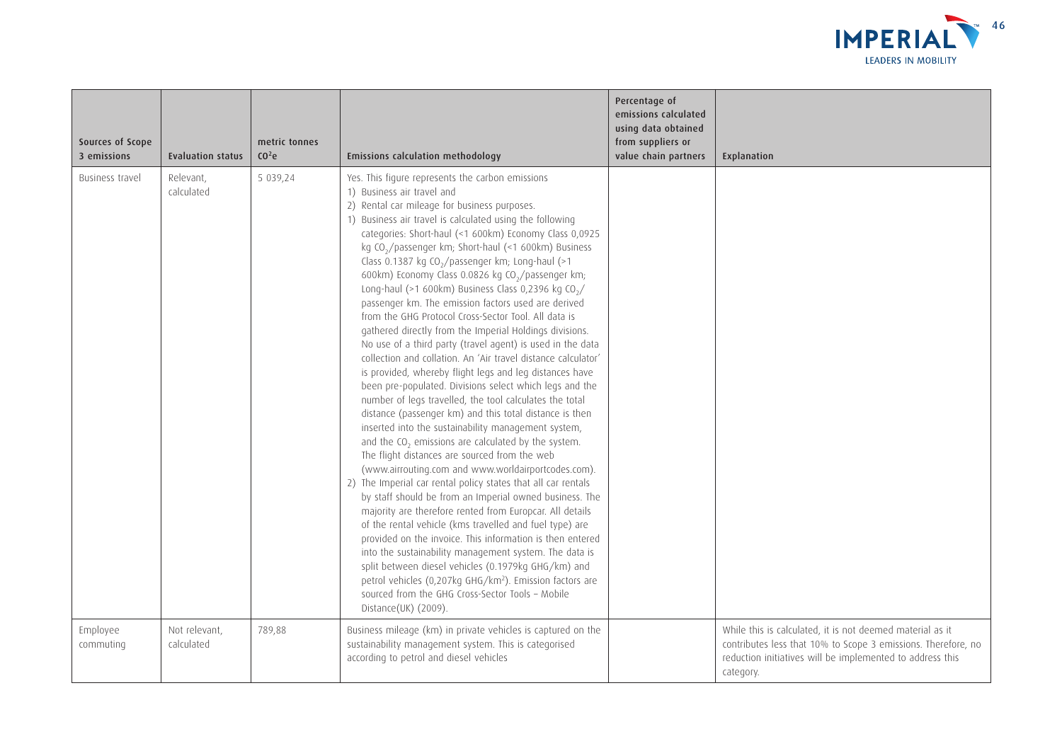| Sources of Scope 3 emissions | Evaluation status | metric tonnes $CO^2e$ | Emissions calculation methodology | Percentage of emissions calculated using data obtained from suppliers or value chain partners | Explanation |
|---|---|---|---|---|---|
| Business travel | Relevant, calculated | 5 039,24 | Yes. This figure represents the carbon emissions 1) Business air travel and 2) Rental car mileage for business purposes. 1) Business air travel is calculated using the following categories: Short-haul (<1 600km) Economy Class 0,0925 kg $CO_2$/passenger km; Short-haul (<1 600km) Business Class 0.1387 kg $CO_2$/passenger km; Long-haul (>1 600km) Economy Class 0.0826 kg $CO_2$/passenger km; Long-haul (>1 600km) Business Class 0,2396 kg $CO_2$/ passenger km. The emission factors used are derived from the GHG Protocol Cross-Sector Tool. All data is gathered directly from the Imperial Holdings divisions. No use of a third party (travel agent) is used in the data collection and collation. An 'Air travel distance calculator' is provided, whereby flight legs and leg distances have been pre-populated. Divisions select which legs and the number of legs travelled, the tool calculates the total distance (passenger km) and this total distance is then inserted into the sustainability management system, and the $CO_2$ emissions are calculated by the system. The flight distances are sourced from the web (www.airrouting.com and www.worldairportcodes.com). 2) The Imperial car rental policy states that all car rentals by staff should be from an Imperial owned business. The majority are therefore rented from Europcar. All details of the rental vehicle (kms travelled and fuel type) are provided on the invoice. This information is then entered into the sustainability management system. The data is split between diesel vehicles (0.1979kg GHG/km) and petrol vehicles (0,207kg GHG/$km^2$). Emission factors are sourced from the GHG Cross-Sector Tools – Mobile Distance(UK) (2009). | | |
| Employee commuting | Not relevant, calculated | 789,88 | Business mileage (km) in private vehicles is captured on the sustainability management system. This is categorised according to petrol and diesel vehicles | | While this is calculated, it is not deemed material as it contributes less that 10% to Scope 3 emissions. Therefore, no reduction initiatives will be implemented to address this category. |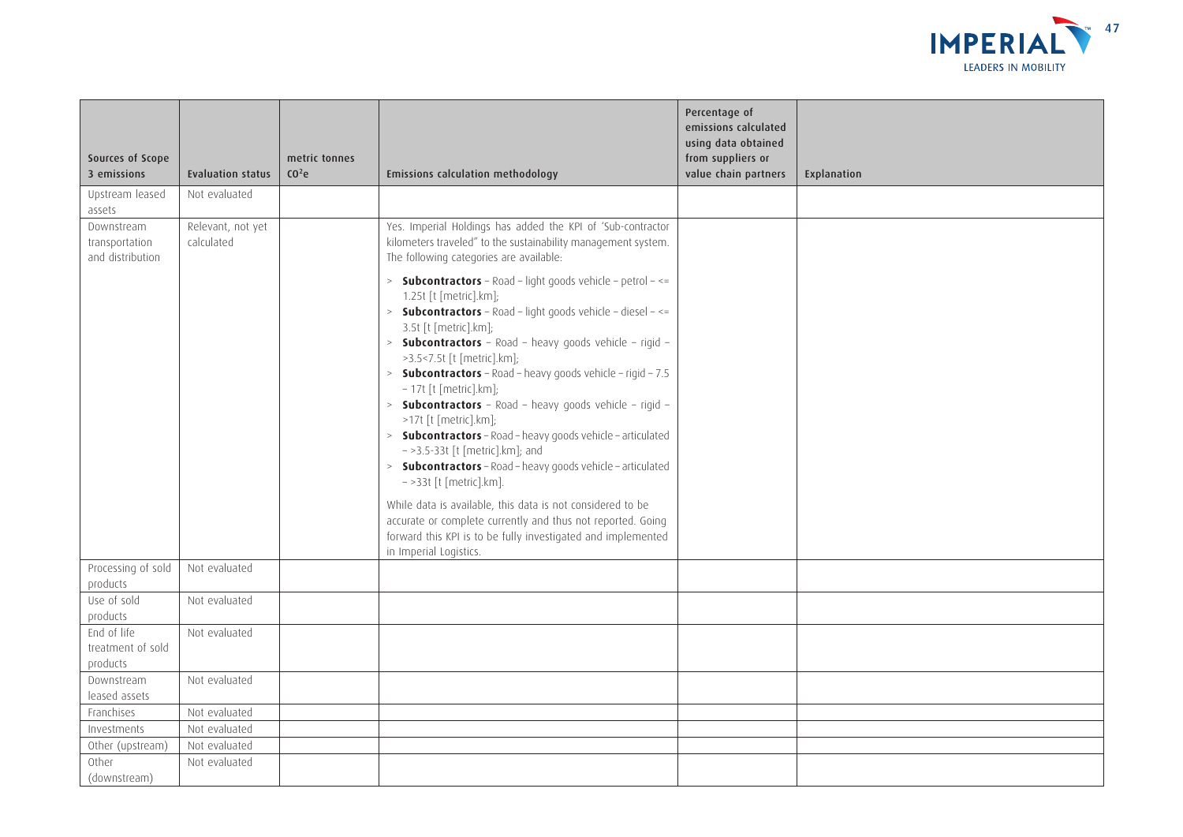| Sources of Scope 3 emissions | Evaluation status | metric tonnes $CO_2e$ | Emissions calculation methodology | Percentage of emissions calculated using data obtained from suppliers or value chain partners | Explanation |
|---|---|---|---|---|---|
| Upstream leased assets | Not evaluated | | | | |
| Downstream transportation and distribution | Relevant, not yet calculated | | Yes. Imperial Holdings has added the KPI of 'Sub-contractor kilometers traveled" to the sustainability management system. The following categories are available:<br>> **Subcontractors** – Road – light goods vehicle – petrol – <= 1.25t [t [metric].km];<br>> **Subcontractors** – Road – light goods vehicle – diesel – <= 3.5t [t [metric].km];<br>> **Subcontractors** – Road – heavy goods vehicle – rigid – >3.5<7.5t [t [metric].km];<br>> **Subcontractors** – Road – heavy goods vehicle – rigid – 7.5 – 17t [t [metric].km];<br>> **Subcontractors** – Road – heavy goods vehicle – rigid – >17t [t [metric].km];<br>> **Subcontractors** – Road – heavy goods vehicle – articulated – >3.5-33t [t [metric].km]; and<br>> **Subcontractors** – Road – heavy goods vehicle – articulated – >33t [t [metric].km].<br>While data is available, this data is not considered to be accurate or complete currently and thus not reported. Going forward this KPI is to be fully investigated and implemented in Imperial Logistics. | | |
| Processing of sold products | Not evaluated | | | | |
| Use of sold products | Not evaluated | | | | |
| End of life treatment of sold products | Not evaluated | | | | |
| Downstream leased assets | Not evaluated | | | | |
| Franchises | Not evaluated | | | | |
| Investments | Not evaluated | | | | |
| Other (upstream) | Not evaluated | | | | |
| Other (downstream) | Not evaluated | | | | |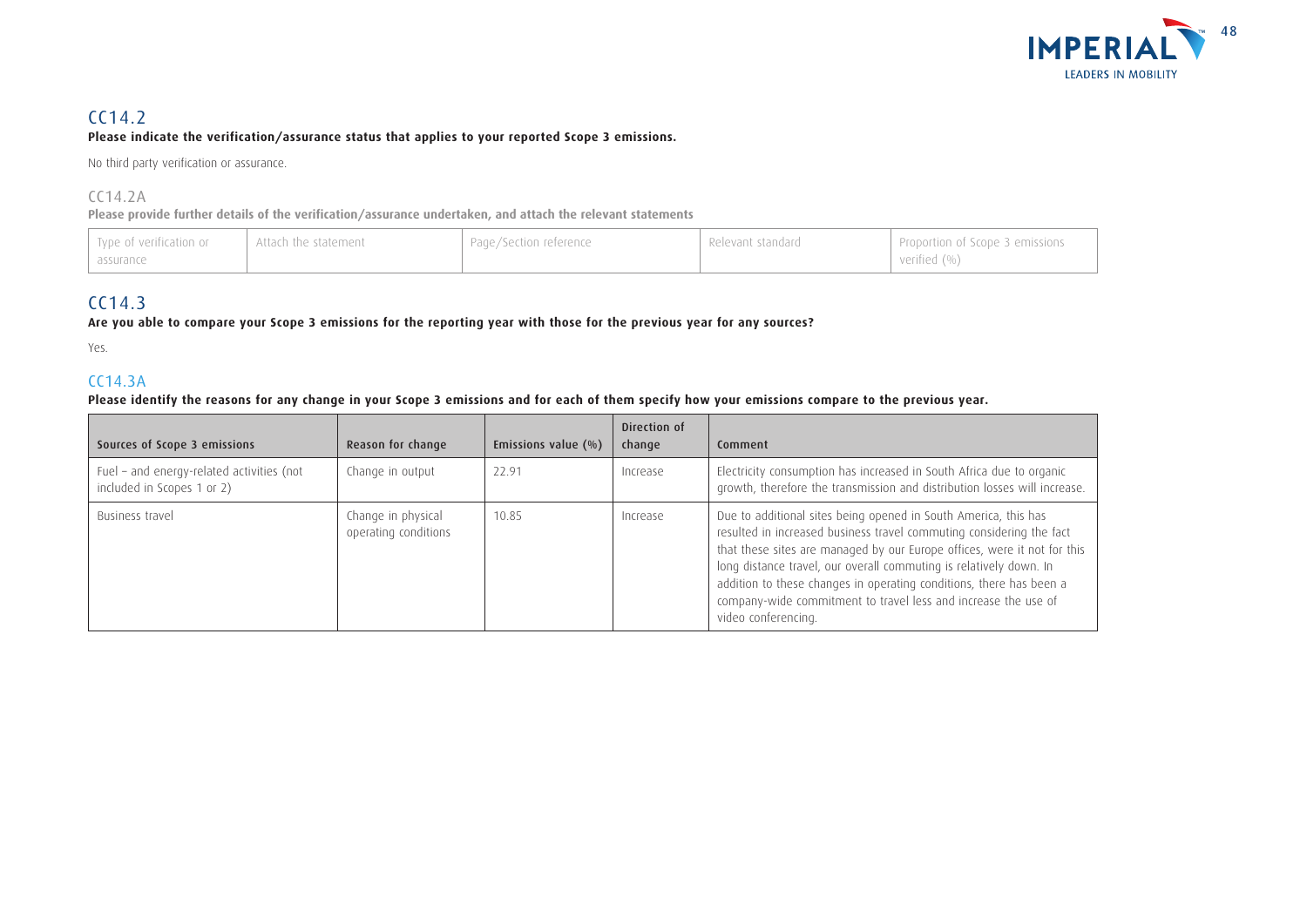## CC14.2

**Please indicate the verification/assurance status that applies to your reported Scope 3 emissions.**

No third party verification or assurance.

### CC14.2A

**Please provide further details of the verification/assurance undertaken, and attach the relevant statements**

| Type of verification or assurance | Attach the statement | Page/Section reference | Relevant standard | Proportion of Scope 3 emissions verified (%) |
| --- | --- | --- | --- | --- |

## CC14.3

**Are you able to compare your Scope 3 emissions for the reporting year with those for the previous year for any sources?**

Yes.

### CC14.3A

**Please identify the reasons for any change in your Scope 3 emissions and for each of them specify how your emissions compare to the previous year.**

| Sources of Scope 3 emissions | Reason for change | Emissions value (%) | Direction of change | Comment |
| --- | --- | --- | --- | --- |
| Fuel – and energy-related activities (not included in Scopes 1 or 2) | Change in output | 22.91 | Increase | Electricity consumption has increased in South Africa due to organic growth, therefore the transmission and distribution losses will increase. |
| Business travel | Change in physical operating conditions | 10.85 | Increase | Due to additional sites being opened in South America, this has resulted in increased business travel commuting considering the fact that these sites are managed by our Europe offices, were it not for this long distance travel, our overall commuting is relatively down. In addition to these changes in operating conditions, there has been a company-wide commitment to travel less and increase the use of video conferencing. |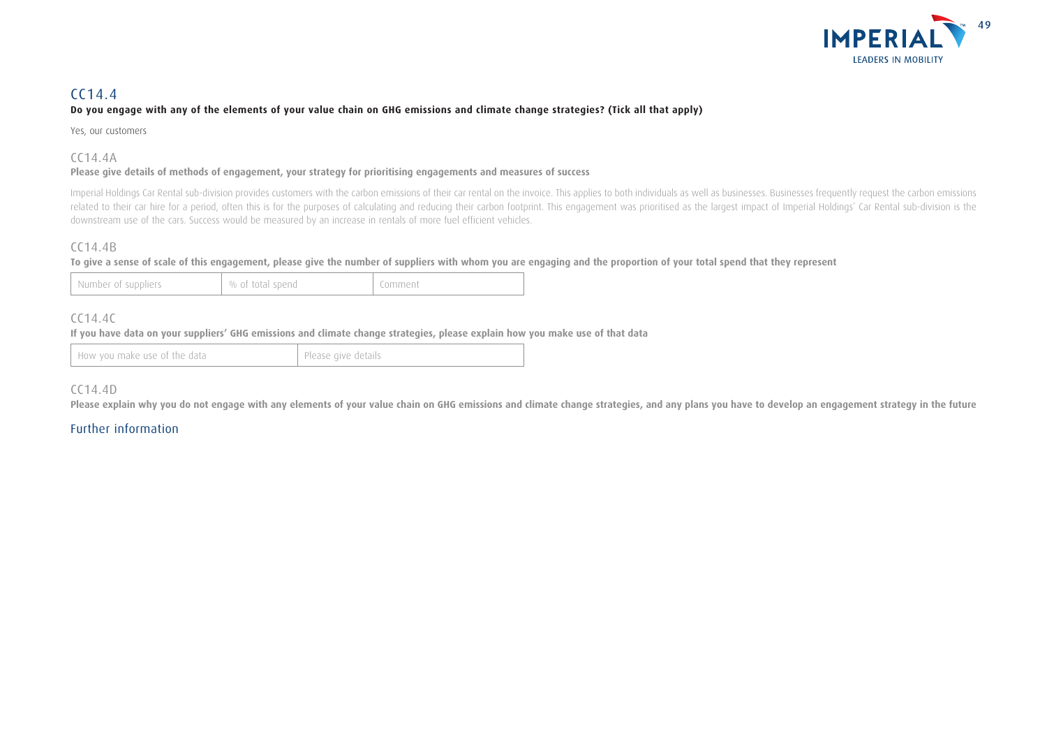## CC14.4

**Do you engage with any of the elements of your value chain on GHG emissions and climate change strategies? (Tick all that apply)**

Yes, our customers

### CC14.4A

**Please give details of methods of engagement, your strategy for prioritising engagements and measures of success**

Imperial Holdings Car Rental sub-division provides customers with the carbon emissions of their car rental on the invoice. This applies to both individuals as well as businesses. Businesses frequently request the carbon emissions related to their car hire for a period, often this is for the purposes of calculating and reducing their carbon footprint. This engagement was prioritised as the largest impact of Imperial Holdings' Car Rental sub-division is the downstream use of the cars. Success would be measured by an increase in rentals of more fuel efficient vehicles.

### CC14.4B

**To give a sense of scale of this engagement, please give the number of suppliers with whom you are engaging and the proportion of your total spend that they represent**

| Number of suppliers | % of total spend | Comment |
|---|---|---|

### CC14.4C

**If you have data on your suppliers' GHG emissions and climate change strategies, please explain how you make use of that data**

| How you make use of the data | Please give details |
|---|---|

### CC14.4D

**Please explain why you do not engage with any elements of your value chain on GHG emissions and climate change strategies, and any plans you have to develop an engagement strategy in the future**

## Further information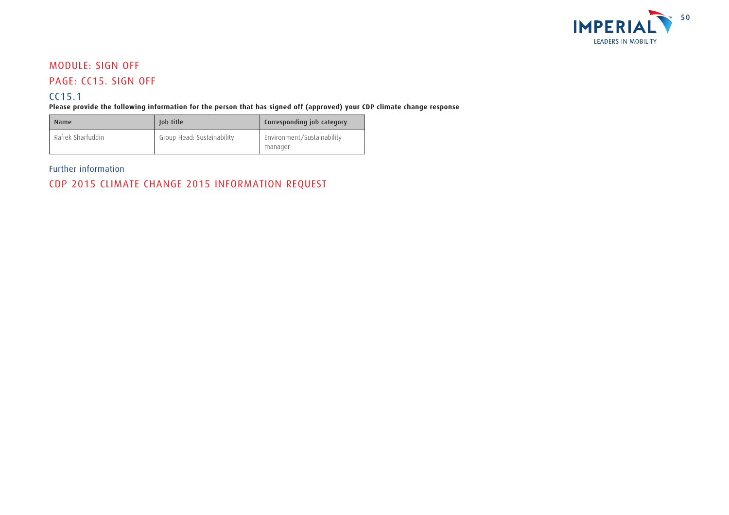## MODULE: SIGN OFF

## PAGE: CC15. SIGN OFF

### CC15.1

**Please provide the following information for the person that has signed off (approved) your CDP climate change response**

| Name | Job title | Corresponding job category |
|---|---|---|
| Rafiek Sharfuddin | Group Head: Sustainability | Environment/Sustainability manager |

Further information

CDP 2015 CLIMATE CHANGE 2015 INFORMATION REQUEST